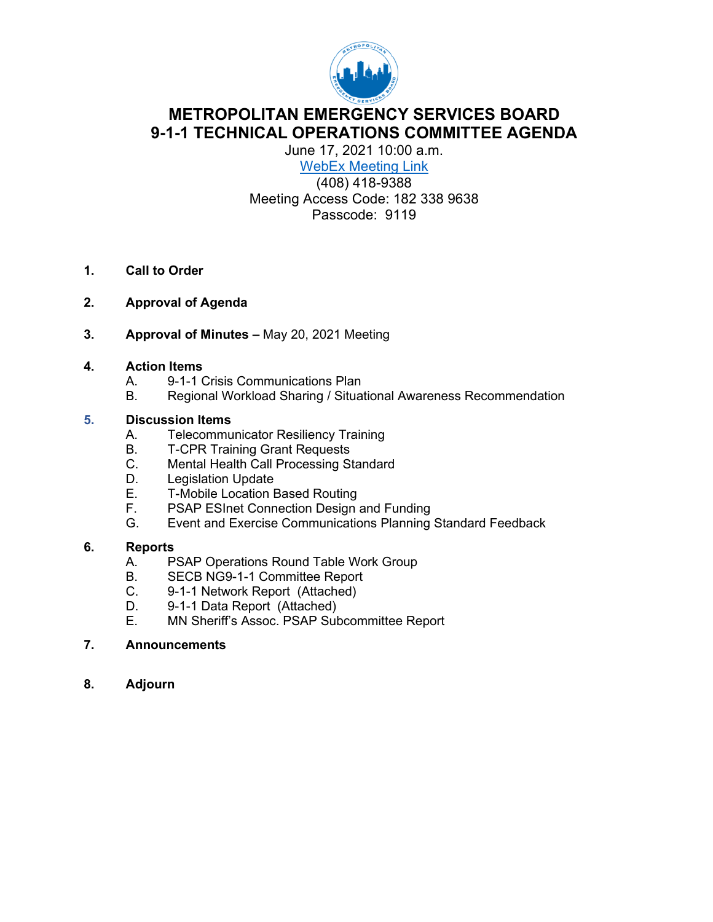# METROPOLITAN EMERGENCY SERVICES BOARD
# 9-1-1 TECHNICAL OPERATIONS COMMITTEE AGENDA

June 17, 2021 10:00 a.m.
WebEx Meeting Link
(408) 418-9388
Meeting Access Code: 182 338 9638
Passcode: 9119

1. **Call to Order**

2. **Approval of Agenda**

3. **Approval of Minutes –** May 20, 2021 Meeting

4. **Action Items**
   - A. 9-1-1 Crisis Communications Plan
   - B. Regional Workload Sharing / Situational Awareness Recommendation

5. **Discussion Items**
   - A. Telecommunicator Resiliency Training
   - B. T-CPR Training Grant Requests
   - C. Mental Health Call Processing Standard
   - D. Legislation Update
   - E. T-Mobile Location Based Routing
   - F. PSAP ESInet Connection Design and Funding
   - G. Event and Exercise Communications Planning Standard Feedback

6. **Reports**
   - A. PSAP Operations Round Table Work Group
   - B. SECB NG9-1-1 Committee Report
   - C. 9-1-1 Network Report (Attached)
   - D. 9-1-1 Data Report (Attached)
   - E. MN Sheriff's Assoc. PSAP Subcommittee Report

7. **Announcements**

8. **Adjourn**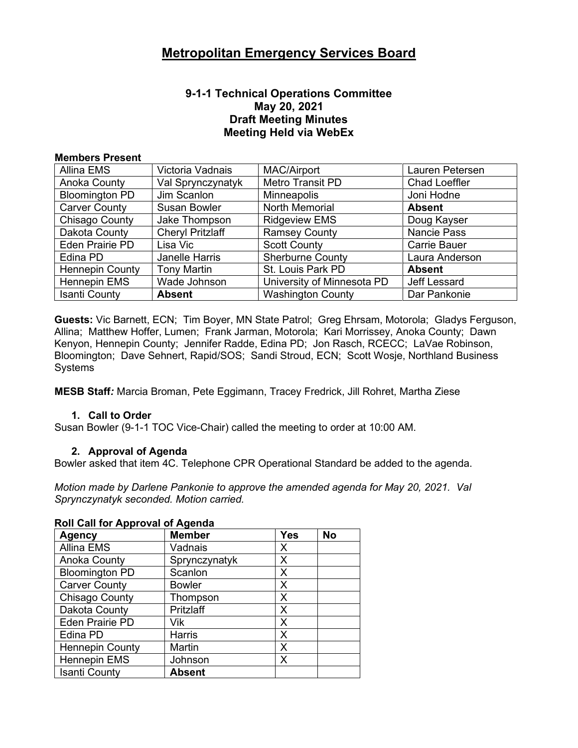# Metropolitan Emergency Services Board

### 9-1-1 Technical Operations Committee
### May 20, 2021
### Draft Meeting Minutes
### Meeting Held via WebEx

**Members Present**

| | | | |
|---|---|---|---|
| Allina EMS | Victoria Vadnais | MAC/Airport | Lauren Petersen |
| Anoka County | Val Sprynczynatyk | Metro Transit PD | Chad Loeffler |
| Bloomington PD | Jim Scanlon | Minneapolis | Joni Hodne |
| Carver County | Susan Bowler | North Memorial | **Absent** |
| Chisago County | Jake Thompson | Ridgeview EMS | Doug Kayser |
| Dakota County | Cheryl Pritzlaff | Ramsey County | Nancie Pass |
| Eden Prairie PD | Lisa Vic | Scott County | Carrie Bauer |
| Edina PD | Janelle Harris | Sherburne County | Laura Anderson |
| Hennepin County | Tony Martin | St. Louis Park PD | **Absent** |
| Hennepin EMS | Wade Johnson | University of Minnesota PD | Jeff Lessard |
| Isanti County | **Absent** | Washington County | Dar Pankonie |

**Guests:** Vic Barnett, ECN; Tim Boyer, MN State Patrol; Greg Ehrsam, Motorola; Gladys Ferguson, Allina; Matthew Hoffer, Lumen; Frank Jarman, Motorola; Kari Morrissey, Anoka County; Dawn Kenyon, Hennepin County; Jennifer Radde, Edina PD; Jon Rasch, RCECC; LaVae Robinson, Bloomington; Dave Sehnert, Rapid/SOS; Sandi Stroud, ECN; Scott Wosje, Northland Business Systems

**MESB Staff***:* Marcia Broman, Pete Eggimann, Tracey Fredrick, Jill Rohret, Martha Ziese

1. **Call to Order**

Susan Bowler (9-1-1 TOC Vice-Chair) called the meeting to order at 10:00 AM.

2. **Approval of Agenda**

Bowler asked that item 4C. Telephone CPR Operational Standard be added to the agenda.

*Motion made by Darlene Pankonie to approve the amended agenda for May 20, 2021. Val Sprynczynatyk seconded. Motion carried.*

**Roll Call for Approval of Agenda**

| Agency | Member | Yes | No |
|---|---|---|---|
| Allina EMS | Vadnais | X | |
| Anoka County | Sprynczynatyk | X | |
| Bloomington PD | Scanlon | X | |
| Carver County | Bowler | X | |
| Chisago County | Thompson | X | |
| Dakota County | Pritzlaff | X | |
| Eden Prairie PD | Vik | X | |
| Edina PD | Harris | X | |
| Hennepin County | Martin | X | |
| Hennepin EMS | Johnson | X | |
| Isanti County | **Absent** | | |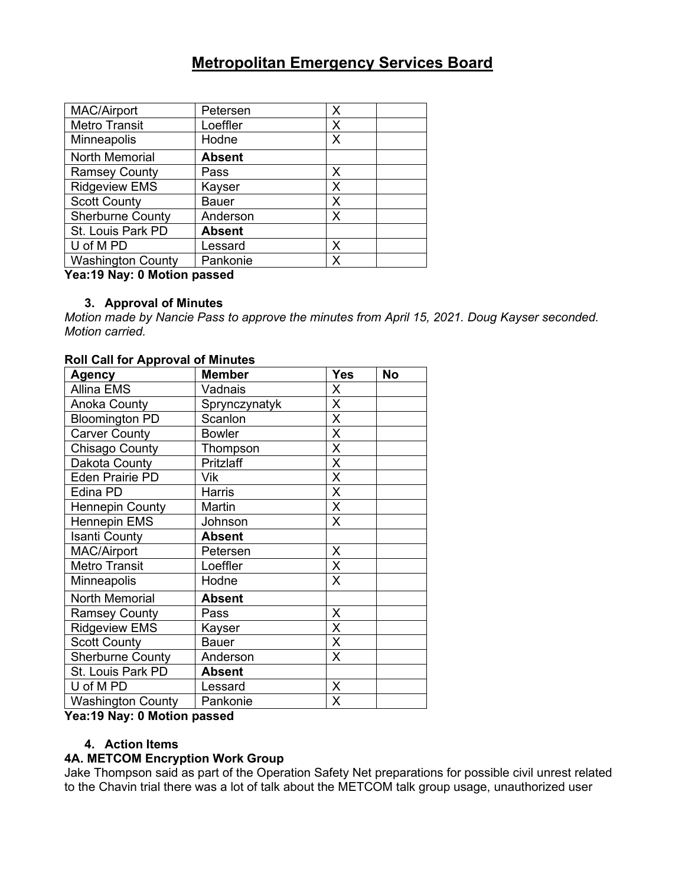# Metropolitan Emergency Services Board

| | | | |
|---|---|---|---|
| MAC/Airport | Petersen | X | |
| Metro Transit | Loeffler | X | |
| Minneapolis | Hodne | X | |
| North Memorial | **Absent** | | |
| Ramsey County | Pass | X | |
| Ridgeview EMS | Kayser | X | |
| Scott County | Bauer | X | |
| Sherburne County | Anderson | X | |
| St. Louis Park PD | **Absent** | | |
| U of M PD | Lessard | X | |
| Washington County | Pankonie | X | |

**Yea:19 Nay: 0 Motion passed**

### 3. Approval of Minutes

*Motion made by Nancie Pass to approve the minutes from April 15, 2021. Doug Kayser seconded. Motion carried.*

**Roll Call for Approval of Minutes**

| Agency | Member | Yes | No |
|---|---|---|---|
| Allina EMS | Vadnais | X | |
| Anoka County | Sprynczynatyk | X | |
| Bloomington PD | Scanlon | X | |
| Carver County | Bowler | X | |
| Chisago County | Thompson | X | |
| Dakota County | Pritzlaff | X | |
| Eden Prairie PD | Vik | X | |
| Edina PD | Harris | X | |
| Hennepin County | Martin | X | |
| Hennepin EMS | Johnson | X | |
| Isanti County | **Absent** | | |
| MAC/Airport | Petersen | X | |
| Metro Transit | Loeffler | X | |
| Minneapolis | Hodne | X | |
| North Memorial | **Absent** | | |
| Ramsey County | Pass | X | |
| Ridgeview EMS | Kayser | X | |
| Scott County | Bauer | X | |
| Sherburne County | Anderson | X | |
| St. Louis Park PD | **Absent** | | |
| U of M PD | Lessard | X | |
| Washington County | Pankonie | X | |

**Yea:19 Nay: 0 Motion passed**

### 4. Action Items

**4A. METCOM Encryption Work Group**

Jake Thompson said as part of the Operation Safety Net preparations for possible civil unrest related to the Chavin trial there was a lot of talk about the METCOM talk group usage, unauthorized user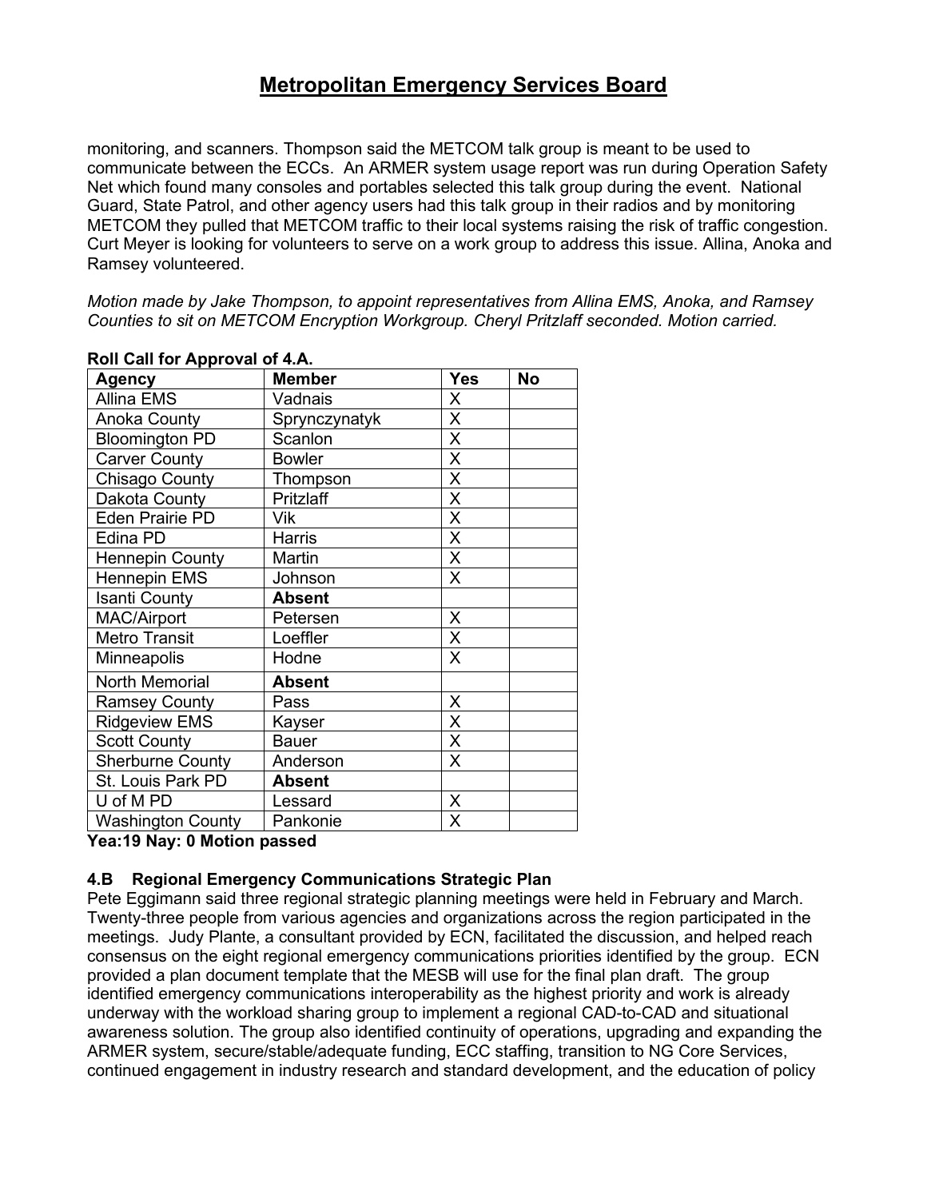monitoring, and scanners. Thompson said the METCOM talk group is meant to be used to communicate between the ECCs. An ARMER system usage report was run during Operation Safety Net which found many consoles and portables selected this talk group during the event. National Guard, State Patrol, and other agency users had this talk group in their radios and by monitoring METCOM they pulled that METCOM traffic to their local systems raising the risk of traffic congestion. Curt Meyer is looking for volunteers to serve on a work group to address this issue. Allina, Anoka and Ramsey volunteered.

*Motion made by Jake Thompson, to appoint representatives from Allina EMS, Anoka, and Ramsey Counties to sit on METCOM Encryption Workgroup. Cheryl Pritzlaff seconded. Motion carried.*

**Roll Call for Approval of 4.A.**

| Agency | Member | Yes | No |
|---|---|---|---|
| Allina EMS | Vadnais | X | |
| Anoka County | Sprynczynatyk | X | |
| Bloomington PD | Scanlon | X | |
| Carver County | Bowler | X | |
| Chisago County | Thompson | X | |
| Dakota County | Pritzlaff | X | |
| Eden Prairie PD | Vik | X | |
| Edina PD | Harris | X | |
| Hennepin County | Martin | X | |
| Hennepin EMS | Johnson | X | |
| Isanti County | **Absent** | | |
| MAC/Airport | Petersen | X | |
| Metro Transit | Loeffler | X | |
| Minneapolis | Hodne | X | |
| North Memorial | **Absent** | | |
| Ramsey County | Pass | X | |
| Ridgeview EMS | Kayser | X | |
| Scott County | Bauer | X | |
| Sherburne County | Anderson | X | |
| St. Louis Park PD | **Absent** | | |
| U of M PD | Lessard | X | |
| Washington County | Pankonie | X | |

**Yea:19 Nay: 0 Motion passed**

### 4.B Regional Emergency Communications Strategic Plan

Pete Eggimann said three regional strategic planning meetings were held in February and March. Twenty-three people from various agencies and organizations across the region participated in the meetings. Judy Plante, a consultant provided by ECN, facilitated the discussion, and helped reach consensus on the eight regional emergency communications priorities identified by the group. ECN provided a plan document template that the MESB will use for the final plan draft. The group identified emergency communications interoperability as the highest priority and work is already underway with the workload sharing group to implement a regional CAD-to-CAD and situational awareness solution. The group also identified continuity of operations, upgrading and expanding the ARMER system, secure/stable/adequate funding, ECC staffing, transition to NG Core Services, continued engagement in industry research and standard development, and the education of policy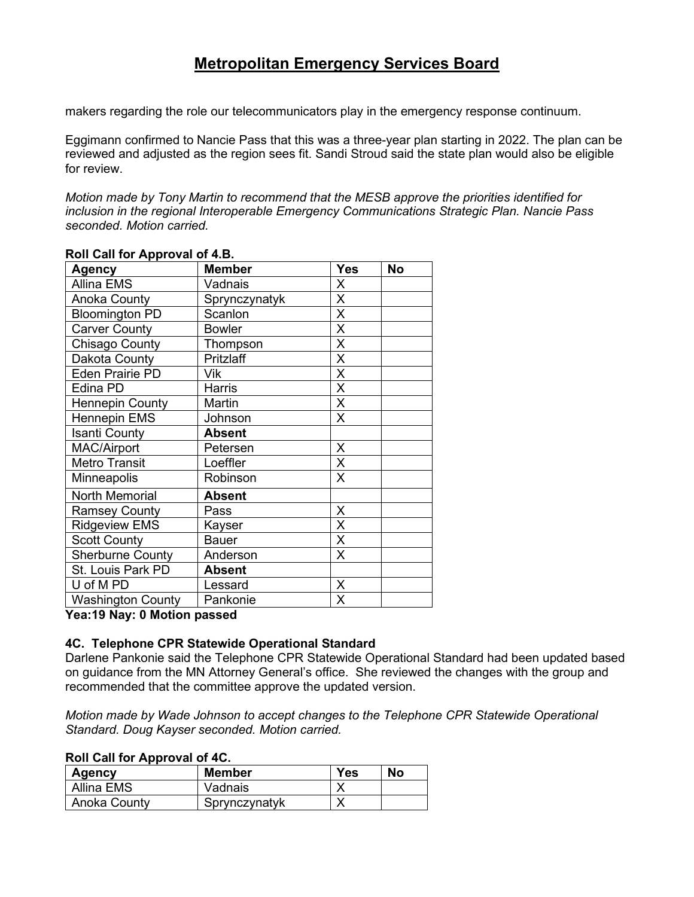makers regarding the role our telecommunicators play in the emergency response continuum.

Eggimann confirmed to Nancie Pass that this was a three-year plan starting in 2022. The plan can be reviewed and adjusted as the region sees fit. Sandi Stroud said the state plan would also be eligible for review.

*Motion made by Tony Martin to recommend that the MESB approve the priorities identified for inclusion in the regional Interoperable Emergency Communications Strategic Plan. Nancie Pass seconded. Motion carried.*

**Roll Call for Approval of 4.B.**

| Agency | Member | Yes | No |
|---|---|---|---|
| Allina EMS | Vadnais | X | |
| Anoka County | Sprynczynatyk | X | |
| Bloomington PD | Scanlon | X | |
| Carver County | Bowler | X | |
| Chisago County | Thompson | X | |
| Dakota County | Pritzlaff | X | |
| Eden Prairie PD | Vik | X | |
| Edina PD | Harris | X | |
| Hennepin County | Martin | X | |
| Hennepin EMS | Johnson | X | |
| Isanti County | **Absent** | | |
| MAC/Airport | Petersen | X | |
| Metro Transit | Loeffler | X | |
| Minneapolis | Robinson | X | |
| North Memorial | **Absent** | | |
| Ramsey County | Pass | X | |
| Ridgeview EMS | Kayser | X | |
| Scott County | Bauer | X | |
| Sherburne County | Anderson | X | |
| St. Louis Park PD | **Absent** | | |
| U of M PD | Lessard | X | |
| Washington County | Pankonie | X | |

**Yea:19 Nay: 0 Motion passed**

### 4C. Telephone CPR Statewide Operational Standard

Darlene Pankonie said the Telephone CPR Statewide Operational Standard had been updated based on guidance from the MN Attorney General's office. She reviewed the changes with the group and recommended that the committee approve the updated version.

*Motion made by Wade Johnson to accept changes to the Telephone CPR Statewide Operational Standard. Doug Kayser seconded. Motion carried.*

**Roll Call for Approval of 4C.**

| Agency | Member | Yes | No |
|---|---|---|---|
| Allina EMS | Vadnais | X | |
| Anoka County | Sprynczynatyk | X | |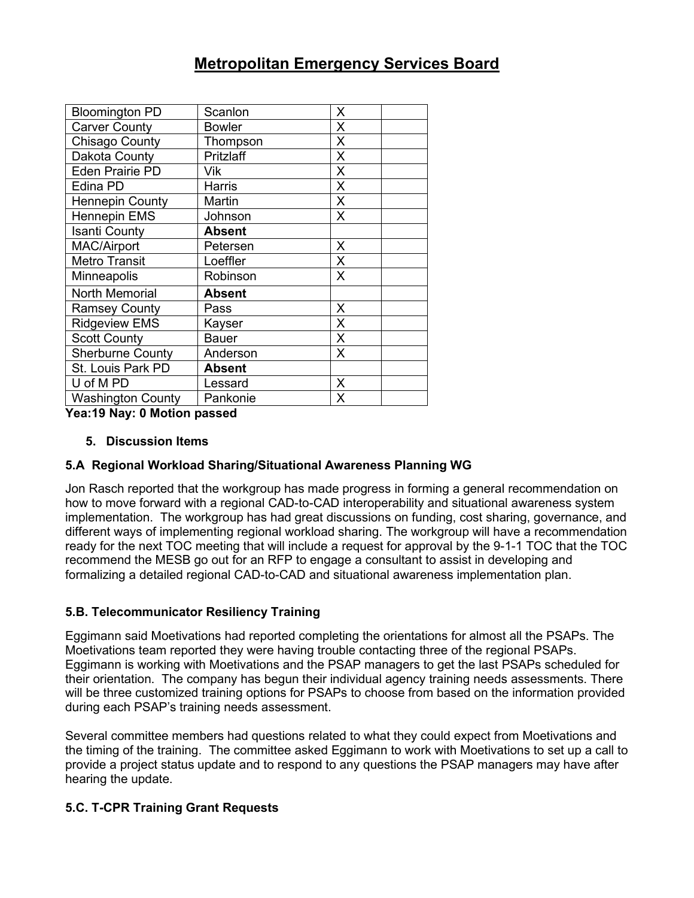# Metropolitan Emergency Services Board

| | | | |
|---|---|---|---|
| Bloomington PD | Scanlon | X | |
| Carver County | Bowler | X | |
| Chisago County | Thompson | X | |
| Dakota County | Pritzlaff | X | |
| Eden Prairie PD | Vik | X | |
| Edina PD | Harris | X | |
| Hennepin County | Martin | X | |
| Hennepin EMS | Johnson | X | |
| Isanti County | **Absent** | | |
| MAC/Airport | Petersen | X | |
| Metro Transit | Loeffler | X | |
| Minneapolis | Robinson | X | |
| North Memorial | **Absent** | | |
| Ramsey County | Pass | X | |
| Ridgeview EMS | Kayser | X | |
| Scott County | Bauer | X | |
| Sherburne County | Anderson | X | |
| St. Louis Park PD | **Absent** | | |
| U of M PD | Lessard | X | |
| Washington County | Pankonie | X | |

**Yea:19 Nay: 0 Motion passed**

## 5. Discussion Items

### 5.A Regional Workload Sharing/Situational Awareness Planning WG

Jon Rasch reported that the workgroup has made progress in forming a general recommendation on how to move forward with a regional CAD-to-CAD interoperability and situational awareness system implementation. The workgroup has had great discussions on funding, cost sharing, governance, and different ways of implementing regional workload sharing. The workgroup will have a recommendation ready for the next TOC meeting that will include a request for approval by the 9-1-1 TOC that the TOC recommend the MESB go out for an RFP to engage a consultant to assist in developing and formalizing a detailed regional CAD-to-CAD and situational awareness implementation plan.

### 5.B. Telecommunicator Resiliency Training

Eggimann said Moetivations had reported completing the orientations for almost all the PSAPs. The Moetivations team reported they were having trouble contacting three of the regional PSAPs. Eggimann is working with Moetivations and the PSAP managers to get the last PSAPs scheduled for their orientation. The company has begun their individual agency training needs assessments. There will be three customized training options for PSAPs to choose from based on the information provided during each PSAP's training needs assessment.

Several committee members had questions related to what they could expect from Moetivations and the timing of the training. The committee asked Eggimann to work with Moetivations to set up a call to provide a project status update and to respond to any questions the PSAP managers may have after hearing the update.

### 5.C. T-CPR Training Grant Requests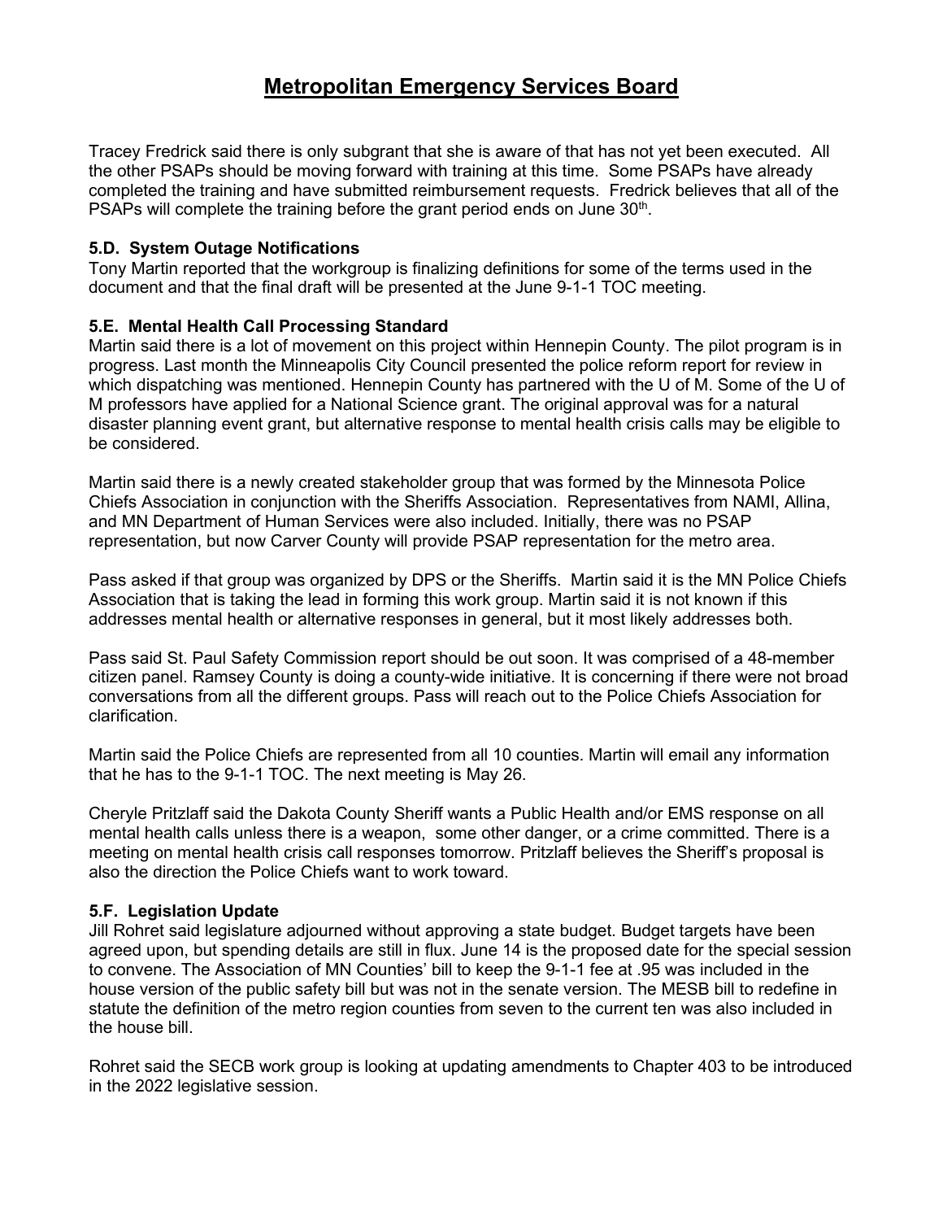Tracey Fredrick said there is only subgrant that she is aware of that has not yet been executed. All the other PSAPs should be moving forward with training at this time. Some PSAPs have already completed the training and have submitted reimbursement requests. Fredrick believes that all of the PSAPs will complete the training before the grant period ends on June 30th.

**5.D. System Outage Notifications**
Tony Martin reported that the workgroup is finalizing definitions for some of the terms used in the document and that the final draft will be presented at the June 9-1-1 TOC meeting.

**5.E. Mental Health Call Processing Standard**
Martin said there is a lot of movement on this project within Hennepin County. The pilot program is in progress. Last month the Minneapolis City Council presented the police reform report for review in which dispatching was mentioned. Hennepin County has partnered with the U of M. Some of the U of M professors have applied for a National Science grant. The original approval was for a natural disaster planning event grant, but alternative response to mental health crisis calls may be eligible to be considered.

Martin said there is a newly created stakeholder group that was formed by the Minnesota Police Chiefs Association in conjunction with the Sheriffs Association. Representatives from NAMI, Allina, and MN Department of Human Services were also included. Initially, there was no PSAP representation, but now Carver County will provide PSAP representation for the metro area.

Pass asked if that group was organized by DPS or the Sheriffs. Martin said it is the MN Police Chiefs Association that is taking the lead in forming this work group. Martin said it is not known if this addresses mental health or alternative responses in general, but it most likely addresses both.

Pass said St. Paul Safety Commission report should be out soon. It was comprised of a 48-member citizen panel. Ramsey County is doing a county-wide initiative. It is concerning if there were not broad conversations from all the different groups. Pass will reach out to the Police Chiefs Association for clarification.

Martin said the Police Chiefs are represented from all 10 counties. Martin will email any information that he has to the 9-1-1 TOC. The next meeting is May 26.

Cheryle Pritzlaff said the Dakota County Sheriff wants a Public Health and/or EMS response on all mental health calls unless there is a weapon, some other danger, or a crime committed. There is a meeting on mental health crisis call responses tomorrow. Pritzlaff believes the Sheriff's proposal is also the direction the Police Chiefs want to work toward.

**5.F. Legislation Update**
Jill Rohret said legislature adjourned without approving a state budget. Budget targets have been agreed upon, but spending details are still in flux. June 14 is the proposed date for the special session to convene. The Association of MN Counties' bill to keep the 9-1-1 fee at .95 was included in the house version of the public safety bill but was not in the senate version. The MESB bill to redefine in statute the definition of the metro region counties from seven to the current ten was also included in the house bill.

Rohret said the SECB work group is looking at updating amendments to Chapter 403 to be introduced in the 2022 legislative session.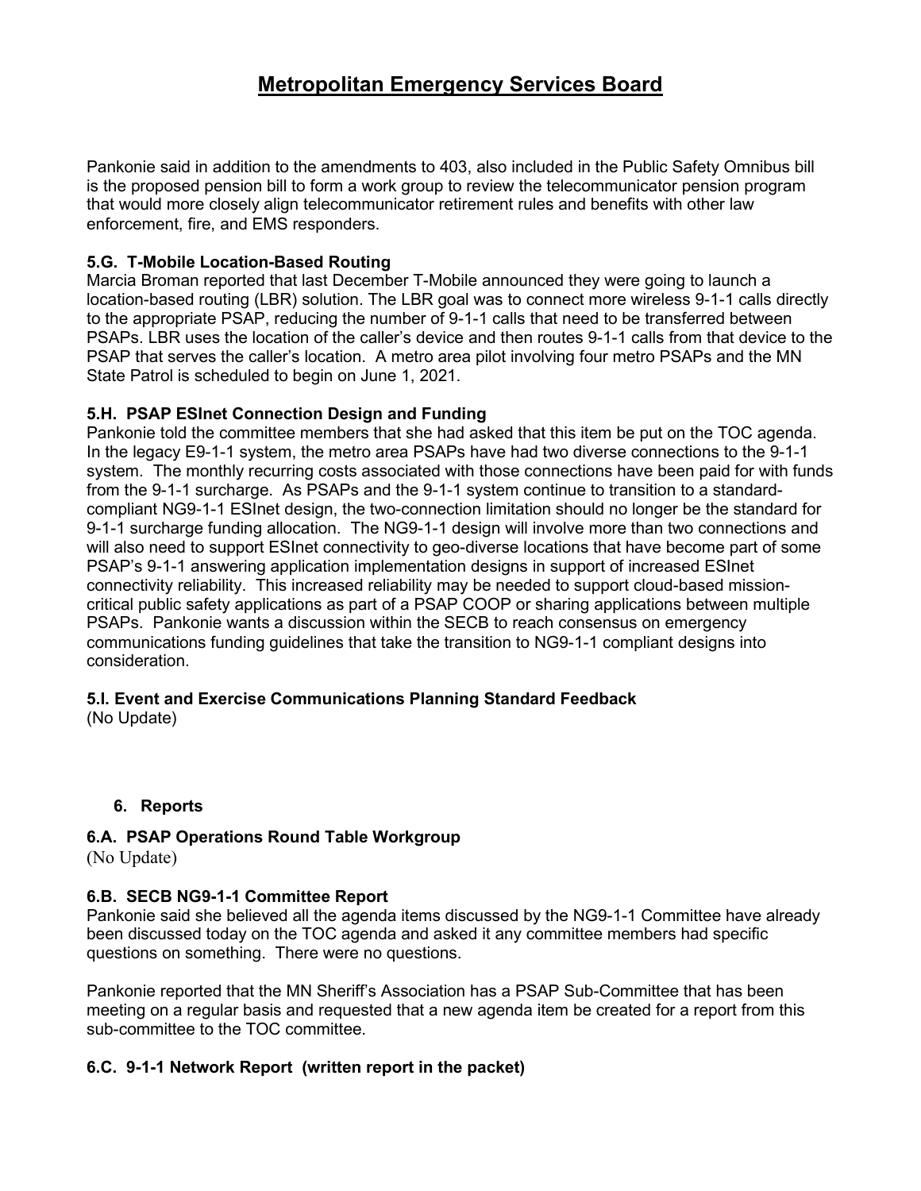# Metropolitan Emergency Services Board

Pankonie said in addition to the amendments to 403, also included in the Public Safety Omnibus bill is the proposed pension bill to form a work group to review the telecommunicator pension program that would more closely align telecommunicator retirement rules and benefits with other law enforcement, fire, and EMS responders.

**5.G. T-Mobile Location-Based Routing**

Marcia Broman reported that last December T-Mobile announced they were going to launch a location-based routing (LBR) solution. The LBR goal was to connect more wireless 9-1-1 calls directly to the appropriate PSAP, reducing the number of 9-1-1 calls that need to be transferred between PSAPs. LBR uses the location of the caller's device and then routes 9-1-1 calls from that device to the PSAP that serves the caller's location. A metro area pilot involving four metro PSAPs and the MN State Patrol is scheduled to begin on June 1, 2021.

**5.H. PSAP ESInet Connection Design and Funding**

Pankonie told the committee members that she had asked that this item be put on the TOC agenda. In the legacy E9-1-1 system, the metro area PSAPs have had two diverse connections to the 9-1-1 system. The monthly recurring costs associated with those connections have been paid for with funds from the 9-1-1 surcharge. As PSAPs and the 9-1-1 system continue to transition to a standard-compliant NG9-1-1 ESInet design, the two-connection limitation should no longer be the standard for 9-1-1 surcharge funding allocation. The NG9-1-1 design will involve more than two connections and will also need to support ESInet connectivity to geo-diverse locations that have become part of some PSAP's 9-1-1 answering application implementation designs in support of increased ESInet connectivity reliability. This increased reliability may be needed to support cloud-based mission-critical public safety applications as part of a PSAP COOP or sharing applications between multiple PSAPs. Pankonie wants a discussion within the SECB to reach consensus on emergency communications funding guidelines that take the transition to NG9-1-1 compliant designs into consideration.

**5.I. Event and Exercise Communications Planning Standard Feedback**

(No Update)

## 6. Reports

**6.A. PSAP Operations Round Table Workgroup**

(No Update)

**6.B. SECB NG9-1-1 Committee Report**

Pankonie said she believed all the agenda items discussed by the NG9-1-1 Committee have already been discussed today on the TOC agenda and asked it any committee members had specific questions on something. There were no questions.

Pankonie reported that the MN Sheriff's Association has a PSAP Sub-Committee that has been meeting on a regular basis and requested that a new agenda item be created for a report from this sub-committee to the TOC committee.

**6.C. 9-1-1 Network Report (written report in the packet)**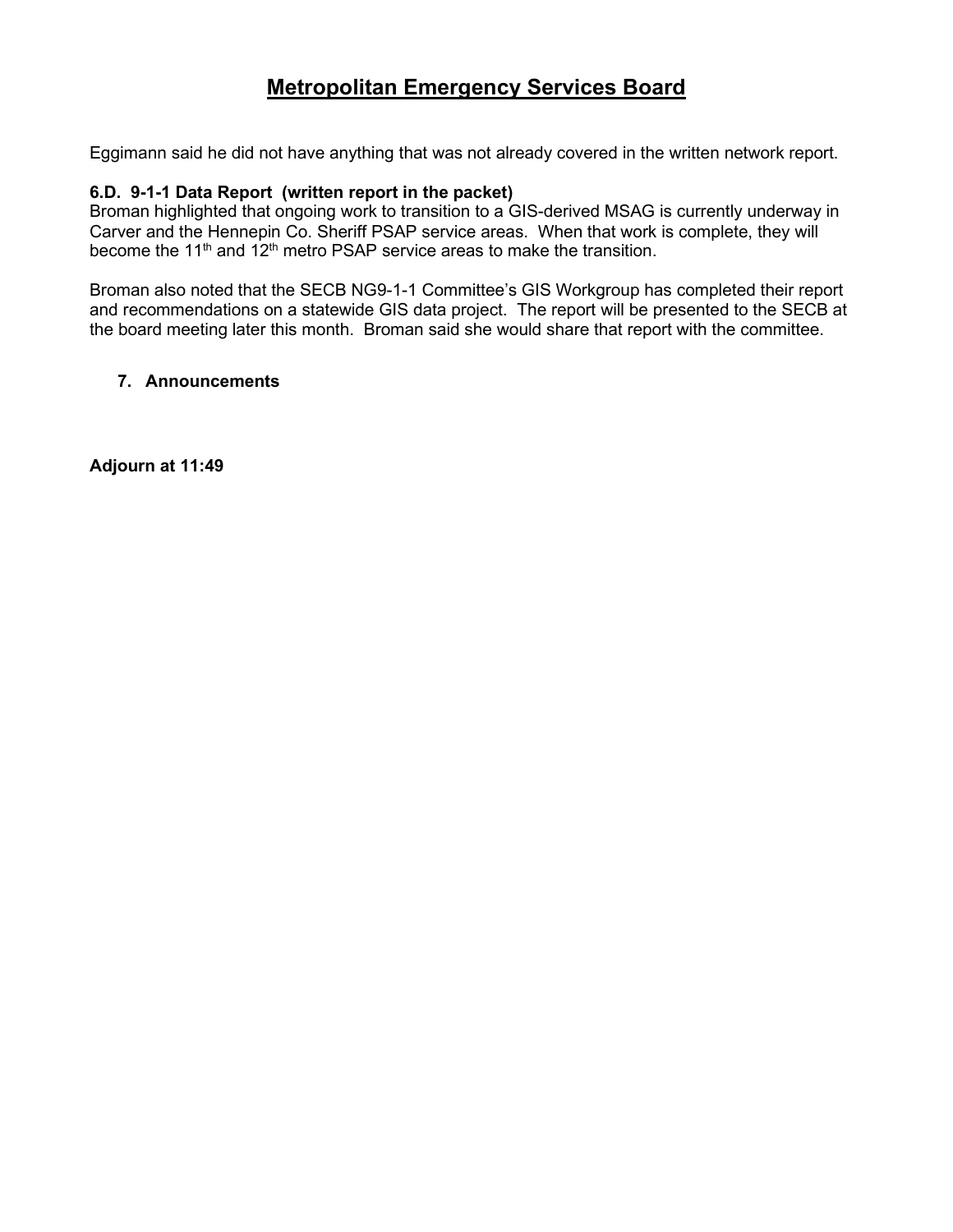# Metropolitan Emergency Services Board

Eggimann said he did not have anything that was not already covered in the written network report.

**6.D. 9-1-1 Data Report (written report in the packet)**
Broman highlighted that ongoing work to transition to a GIS-derived MSAG is currently underway in Carver and the Hennepin Co. Sheriff PSAP service areas. When that work is complete, they will become the 11th and 12th metro PSAP service areas to make the transition.

Broman also noted that the SECB NG9-1-1 Committee's GIS Workgroup has completed their report and recommendations on a statewide GIS data project. The report will be presented to the SECB at the board meeting later this month. Broman said she would share that report with the committee.

**7. Announcements**

**Adjourn at 11:49**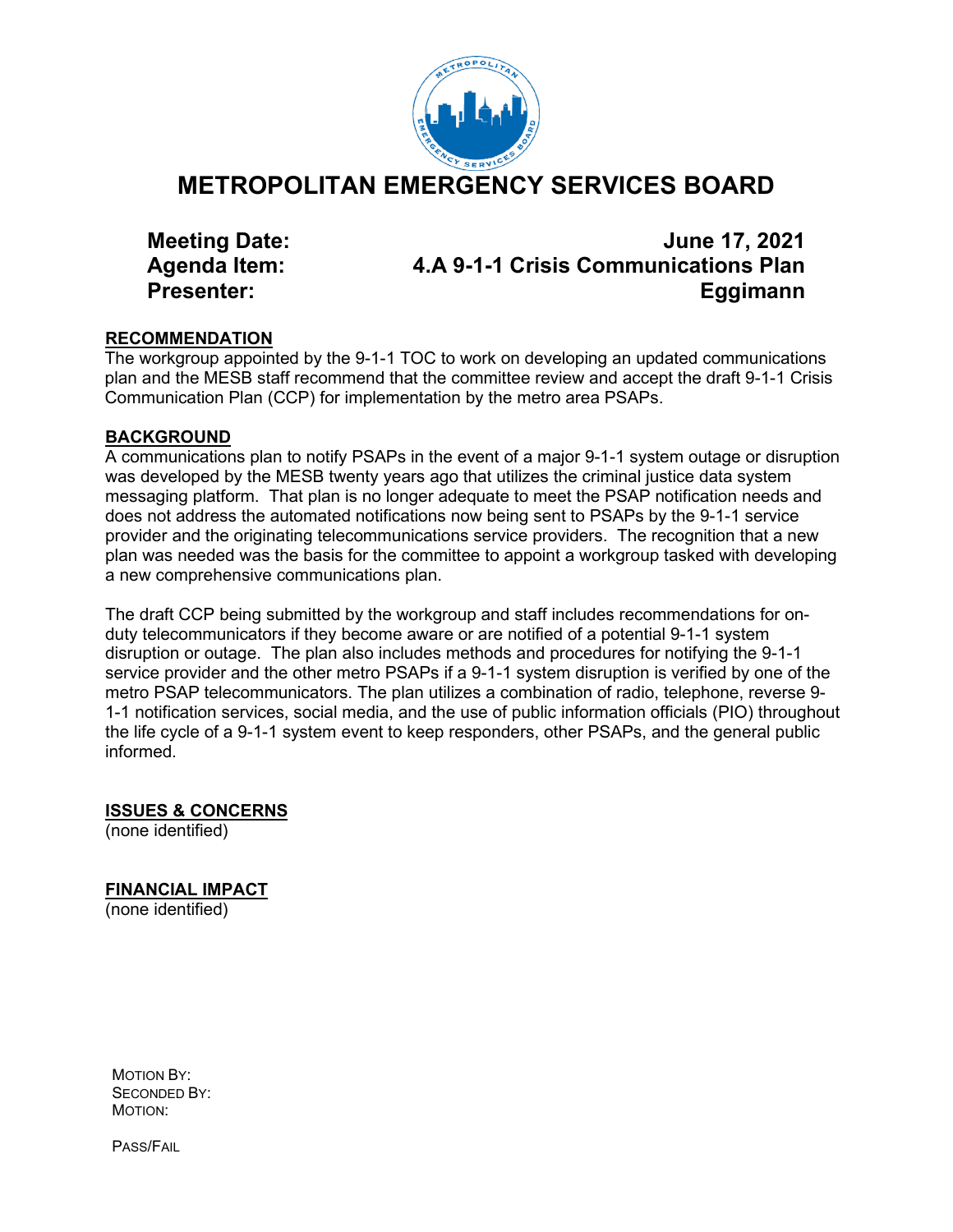# METROPOLITAN EMERGENCY SERVICES BOARD

**Meeting Date:** June 17, 2021
**Agenda Item:** 4.A 9-1-1 Crisis Communications Plan
**Presenter:** Eggimann

## RECOMMENDATION

The workgroup appointed by the 9-1-1 TOC to work on developing an updated communications plan and the MESB staff recommend that the committee review and accept the draft 9-1-1 Crisis Communication Plan (CCP) for implementation by the metro area PSAPs.

## BACKGROUND

A communications plan to notify PSAPs in the event of a major 9-1-1 system outage or disruption was developed by the MESB twenty years ago that utilizes the criminal justice data system messaging platform. That plan is no longer adequate to meet the PSAP notification needs and does not address the automated notifications now being sent to PSAPs by the 9-1-1 service provider and the originating telecommunications service providers. The recognition that a new plan was needed was the basis for the committee to appoint a workgroup tasked with developing a new comprehensive communications plan.

The draft CCP being submitted by the workgroup and staff includes recommendations for on-duty telecommunicators if they become aware or are notified of a potential 9-1-1 system disruption or outage. The plan also includes methods and procedures for notifying the 9-1-1 service provider and the other metro PSAPs if a 9-1-1 system disruption is verified by one of the metro PSAP telecommunicators. The plan utilizes a combination of radio, telephone, reverse 9-1-1 notification services, social media, and the use of public information officials (PIO) throughout the life cycle of a 9-1-1 system event to keep responders, other PSAPs, and the general public informed.

## ISSUES & CONCERNS

(none identified)

## FINANCIAL IMPACT

(none identified)

MOTION BY:
SECONDED BY:
MOTION:

PASS/FAIL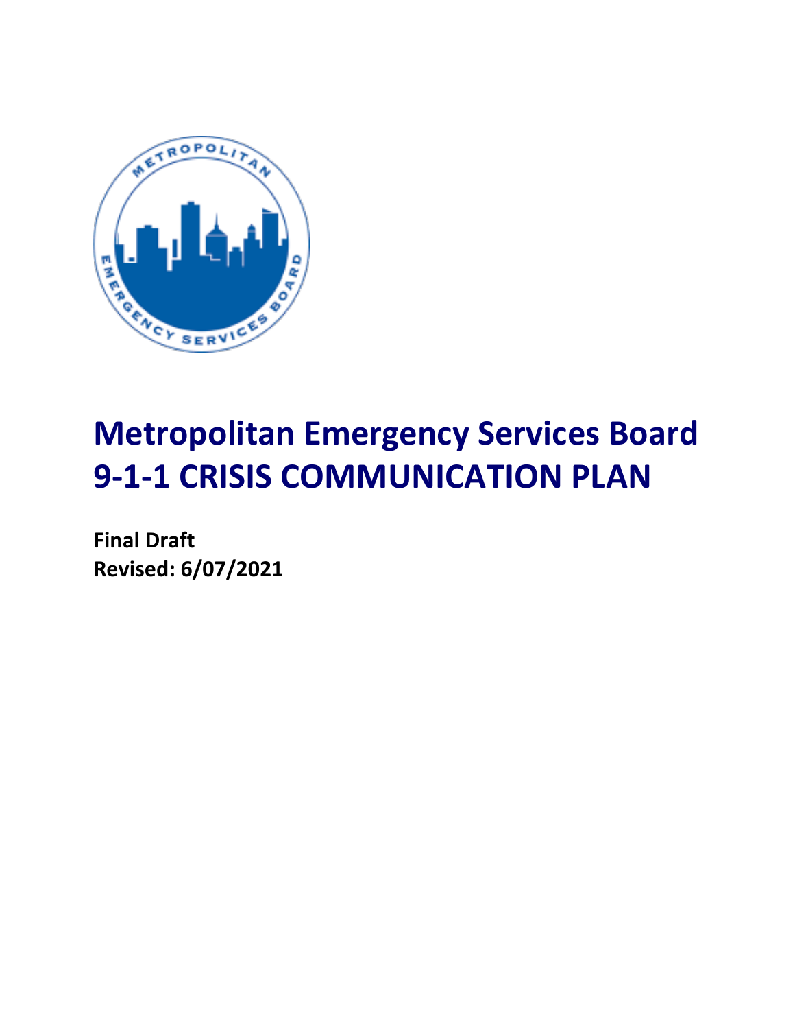# Metropolitan Emergency Services Board 9-1-1 CRISIS COMMUNICATION PLAN

**Final Draft**
**Revised: 6/07/2021**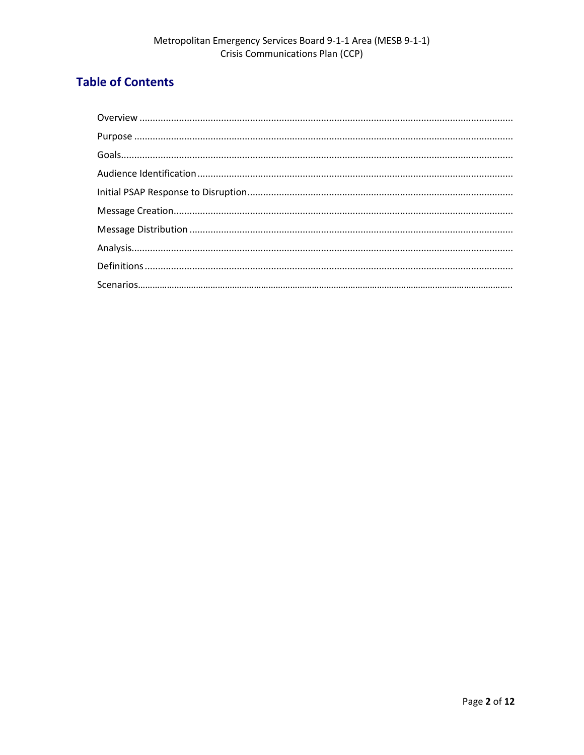## Table of Contents

- Overview
- Purpose
- Goals
- Audience Identification
- Initial PSAP Response to Disruption
- Message Creation
- Message Distribution
- Analysis
- Definitions
- Scenarios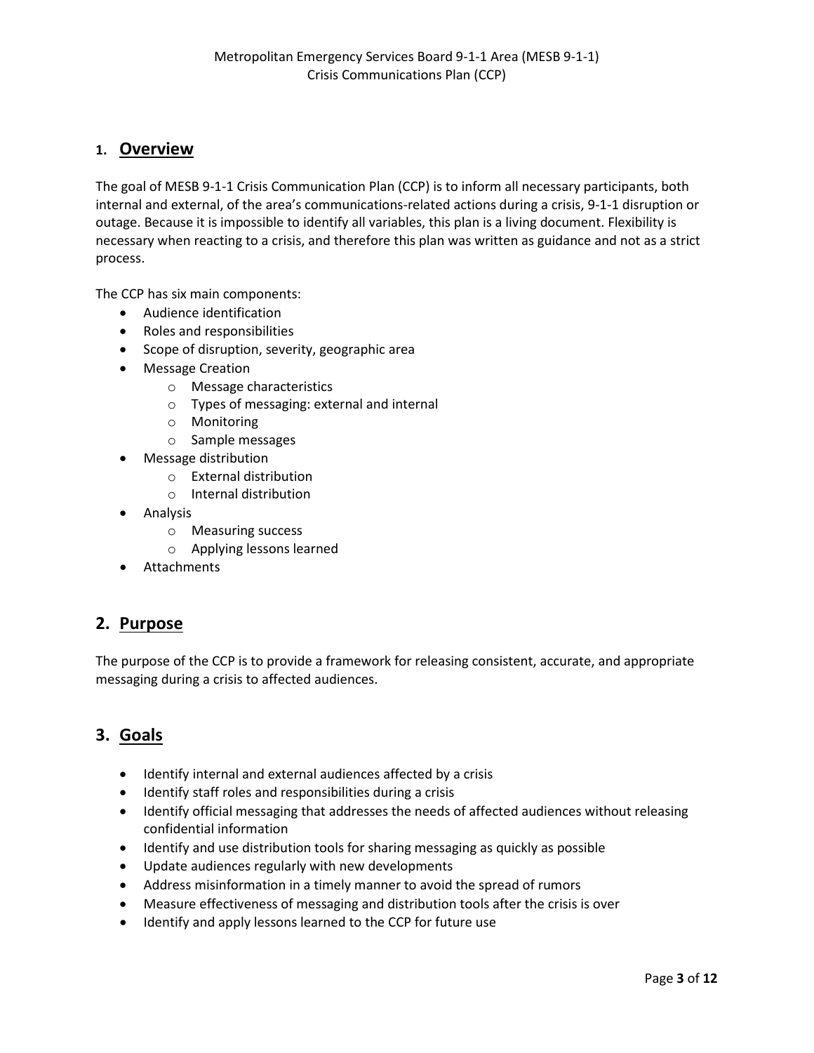## 1. Overview

The goal of MESB 9-1-1 Crisis Communication Plan (CCP) is to inform all necessary participants, both internal and external, of the area's communications-related actions during a crisis, 9-1-1 disruption or outage. Because it is impossible to identify all variables, this plan is a living document. Flexibility is necessary when reacting to a crisis, and therefore this plan was written as guidance and not as a strict process.

The CCP has six main components:

- Audience identification
- Roles and responsibilities
- Scope of disruption, severity, geographic area
- Message Creation
  - Message characteristics
  - Types of messaging: external and internal
  - Monitoring
  - Sample messages
- Message distribution
  - External distribution
  - Internal distribution
- Analysis
  - Measuring success
  - Applying lessons learned
- Attachments

## 2. Purpose

The purpose of the CCP is to provide a framework for releasing consistent, accurate, and appropriate messaging during a crisis to affected audiences.

## 3. Goals

- Identify internal and external audiences affected by a crisis
- Identify staff roles and responsibilities during a crisis
- Identify official messaging that addresses the needs of affected audiences without releasing confidential information
- Identify and use distribution tools for sharing messaging as quickly as possible
- Update audiences regularly with new developments
- Address misinformation in a timely manner to avoid the spread of rumors
- Measure effectiveness of messaging and distribution tools after the crisis is over
- Identify and apply lessons learned to the CCP for future use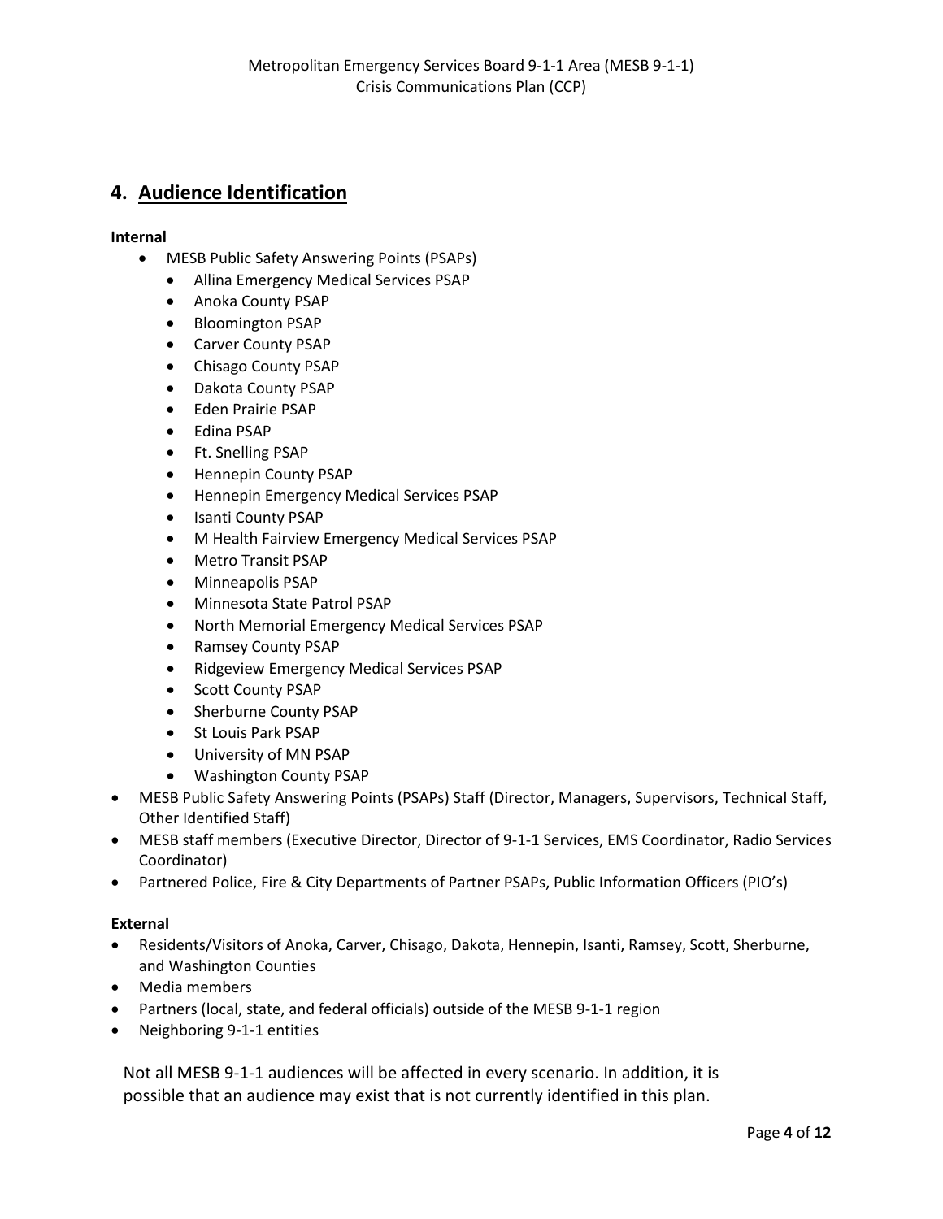## 4. Audience Identification

**Internal**

- MESB Public Safety Answering Points (PSAPs)
  - Allina Emergency Medical Services PSAP
  - Anoka County PSAP
  - Bloomington PSAP
  - Carver County PSAP
  - Chisago County PSAP
  - Dakota County PSAP
  - Eden Prairie PSAP
  - Edina PSAP
  - Ft. Snelling PSAP
  - Hennepin County PSAP
  - Hennepin Emergency Medical Services PSAP
  - Isanti County PSAP
  - M Health Fairview Emergency Medical Services PSAP
  - Metro Transit PSAP
  - Minneapolis PSAP
  - Minnesota State Patrol PSAP
  - North Memorial Emergency Medical Services PSAP
  - Ramsey County PSAP
  - Ridgeview Emergency Medical Services PSAP
  - Scott County PSAP
  - Sherburne County PSAP
  - St Louis Park PSAP
  - University of MN PSAP
  - Washington County PSAP
- MESB Public Safety Answering Points (PSAPs) Staff (Director, Managers, Supervisors, Technical Staff, Other Identified Staff)
- MESB staff members (Executive Director, Director of 9-1-1 Services, EMS Coordinator, Radio Services Coordinator)
- Partnered Police, Fire & City Departments of Partner PSAPs, Public Information Officers (PIO's)

**External**

- Residents/Visitors of Anoka, Carver, Chisago, Dakota, Hennepin, Isanti, Ramsey, Scott, Sherburne, and Washington Counties
- Media members
- Partners (local, state, and federal officials) outside of the MESB 9-1-1 region
- Neighboring 9-1-1 entities

Not all MESB 9-1-1 audiences will be affected in every scenario. In addition, it is possible that an audience may exist that is not currently identified in this plan.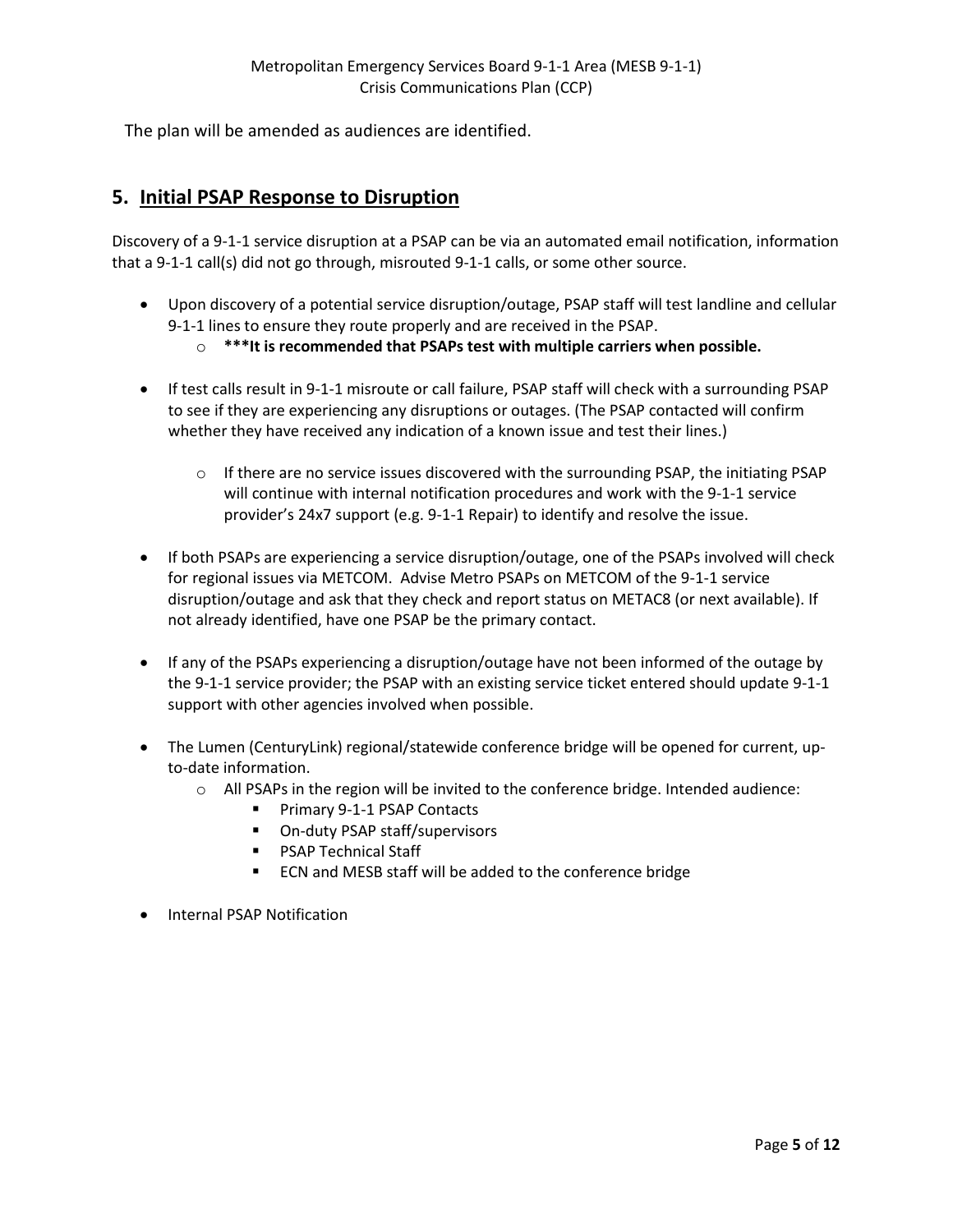The plan will be amended as audiences are identified.

## 5. Initial PSAP Response to Disruption

Discovery of a 9-1-1 service disruption at a PSAP can be via an automated email notification, information that a 9-1-1 call(s) did not go through, misrouted 9-1-1 calls, or some other source.

- Upon discovery of a potential service disruption/outage, PSAP staff will test landline and cellular 9-1-1 lines to ensure they route properly and are received in the PSAP.
  - **\*\*\*It is recommended that PSAPs test with multiple carriers when possible.**

- If test calls result in 9-1-1 misroute or call failure, PSAP staff will check with a surrounding PSAP to see if they are experiencing any disruptions or outages. (The PSAP contacted will confirm whether they have received any indication of a known issue and test their lines.)

  - If there are no service issues discovered with the surrounding PSAP, the initiating PSAP will continue with internal notification procedures and work with the 9-1-1 service provider's 24x7 support (e.g. 9-1-1 Repair) to identify and resolve the issue.

- If both PSAPs are experiencing a service disruption/outage, one of the PSAPs involved will check for regional issues via METCOM. Advise Metro PSAPs on METCOM of the 9-1-1 service disruption/outage and ask that they check and report status on METAC8 (or next available). If not already identified, have one PSAP be the primary contact.

- If any of the PSAPs experiencing a disruption/outage have not been informed of the outage by the 9-1-1 service provider; the PSAP with an existing service ticket entered should update 9-1-1 support with other agencies involved when possible.

- The Lumen (CenturyLink) regional/statewide conference bridge will be opened for current, up-to-date information.
  - All PSAPs in the region will be invited to the conference bridge. Intended audience:
    - Primary 9-1-1 PSAP Contacts
    - On-duty PSAP staff/supervisors
    - PSAP Technical Staff
    - ECN and MESB staff will be added to the conference bridge

- Internal PSAP Notification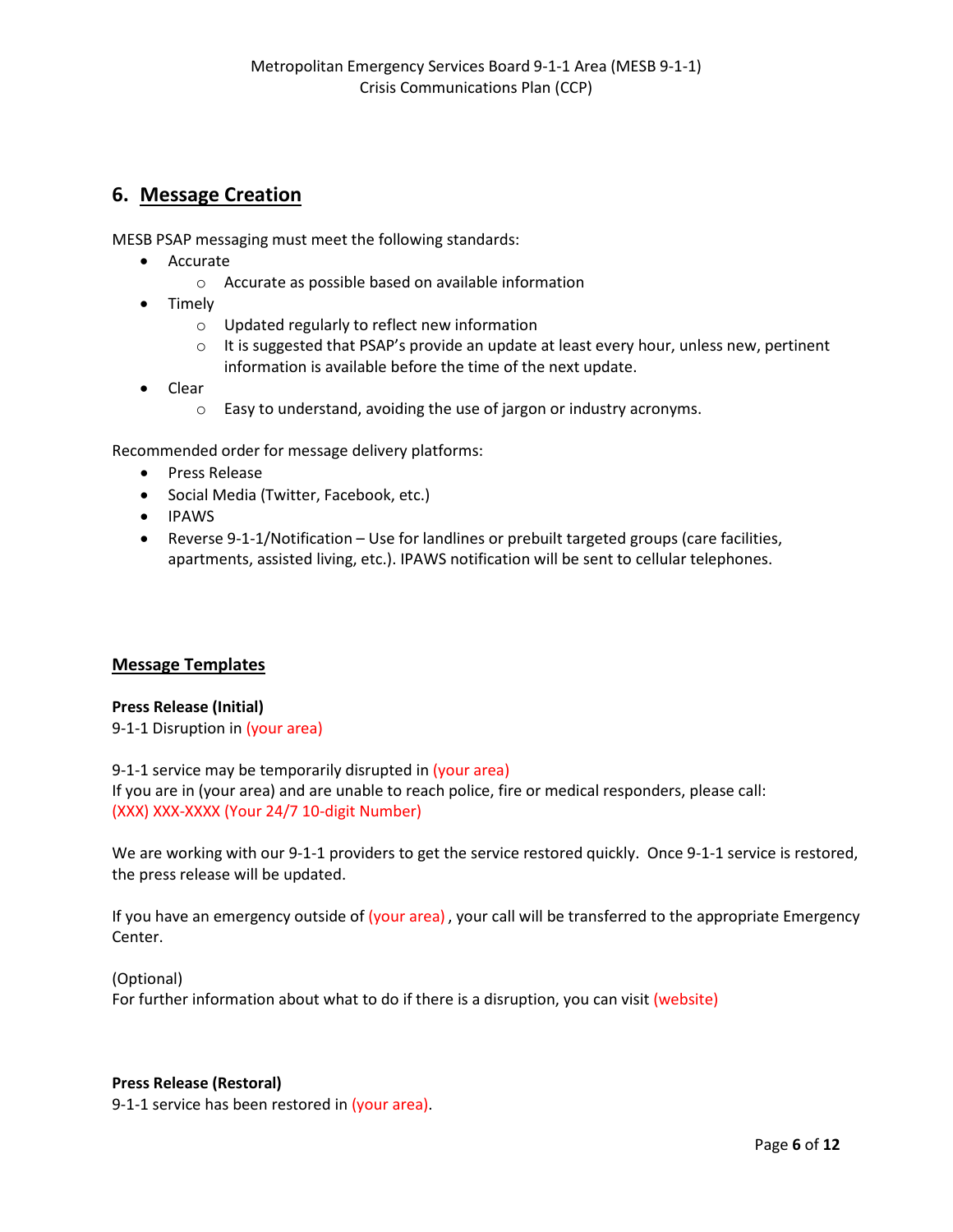## 6. Message Creation

MESB PSAP messaging must meet the following standards:

- Accurate
  - Accurate as possible based on available information
- Timely
  - Updated regularly to reflect new information
  - It is suggested that PSAP's provide an update at least every hour, unless new, pertinent information is available before the time of the next update.
- Clear
  - Easy to understand, avoiding the use of jargon or industry acronyms.

Recommended order for message delivery platforms:

- Press Release
- Social Media (Twitter, Facebook, etc.)
- IPAWS
- Reverse 9-1-1/Notification – Use for landlines or prebuilt targeted groups (care facilities, apartments, assisted living, etc.). IPAWS notification will be sent to cellular telephones.

### Message Templates

**Press Release (Initial)**
9-1-1 Disruption in (your area)

9-1-1 service may be temporarily disrupted in (your area)
If you are in (your area) and are unable to reach police, fire or medical responders, please call:
(XXX) XXX-XXXX (Your 24/7 10-digit Number)

We are working with our 9-1-1 providers to get the service restored quickly. Once 9-1-1 service is restored, the press release will be updated.

If you have an emergency outside of (your area) , your call will be transferred to the appropriate Emergency Center.

(Optional)
For further information about what to do if there is a disruption, you can visit (website)

**Press Release (Restoral)**
9-1-1 service has been restored in (your area).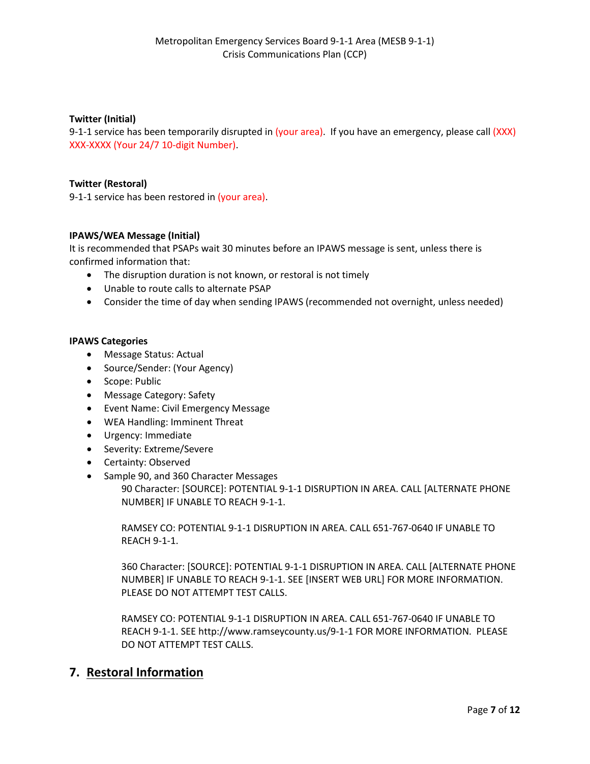**Twitter (Initial)**
9-1-1 service has been temporarily disrupted in (your area). If you have an emergency, please call (XXX) XXX-XXXX (Your 24/7 10-digit Number).

**Twitter (Restoral)**
9-1-1 service has been restored in (your area).

**IPAWS/WEA Message (Initial)**
It is recommended that PSAPs wait 30 minutes before an IPAWS message is sent, unless there is confirmed information that:

- The disruption duration is not known, or restoral is not timely
- Unable to route calls to alternate PSAP
- Consider the time of day when sending IPAWS (recommended not overnight, unless needed)

**IPAWS Categories**

- Message Status: Actual
- Source/Sender: (Your Agency)
- Scope: Public
- Message Category: Safety
- Event Name: Civil Emergency Message
- WEA Handling: Imminent Threat
- Urgency: Immediate
- Severity: Extreme/Severe
- Certainty: Observed
- Sample 90, and 360 Character Messages

  90 Character: [SOURCE]: POTENTIAL 9-1-1 DISRUPTION IN AREA. CALL [ALTERNATE PHONE NUMBER] IF UNABLE TO REACH 9-1-1.

  RAMSEY CO: POTENTIAL 9-1-1 DISRUPTION IN AREA. CALL 651-767-0640 IF UNABLE TO REACH 9-1-1.

  360 Character: [SOURCE]: POTENTIAL 9-1-1 DISRUPTION IN AREA. CALL [ALTERNATE PHONE NUMBER] IF UNABLE TO REACH 9-1-1. SEE [INSERT WEB URL] FOR MORE INFORMATION. PLEASE DO NOT ATTEMPT TEST CALLS.

  RAMSEY CO: POTENTIAL 9-1-1 DISRUPTION IN AREA. CALL 651-767-0640 IF UNABLE TO REACH 9-1-1. SEE http://www.ramseycounty.us/9-1-1 FOR MORE INFORMATION. PLEASE DO NOT ATTEMPT TEST CALLS.

## 7. Restoral Information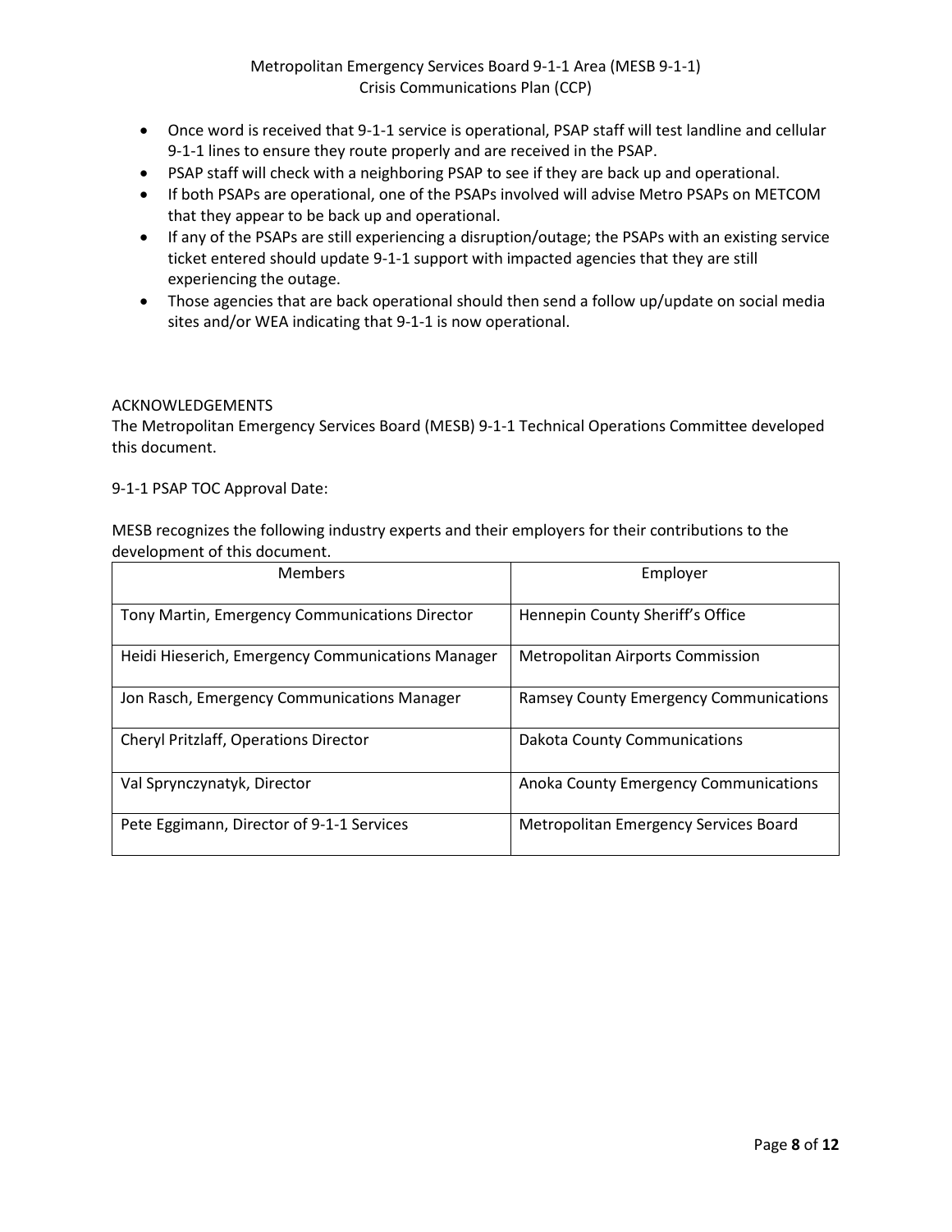- Once word is received that 9-1-1 service is operational, PSAP staff will test landline and cellular 9-1-1 lines to ensure they route properly and are received in the PSAP.
- PSAP staff will check with a neighboring PSAP to see if they are back up and operational.
- If both PSAPs are operational, one of the PSAPs involved will advise Metro PSAPs on METCOM that they appear to be back up and operational.
- If any of the PSAPs are still experiencing a disruption/outage; the PSAPs with an existing service ticket entered should update 9-1-1 support with impacted agencies that they are still experiencing the outage.
- Those agencies that are back operational should then send a follow up/update on social media sites and/or WEA indicating that 9-1-1 is now operational.

## ACKNOWLEDGEMENTS

The Metropolitan Emergency Services Board (MESB) 9-1-1 Technical Operations Committee developed this document.

9-1-1 PSAP TOC Approval Date:

MESB recognizes the following industry experts and their employers for their contributions to the development of this document.

| Members | Employer |
|---|---|
| Tony Martin, Emergency Communications Director | Hennepin County Sheriff's Office |
| Heidi Hieserich, Emergency Communications Manager | Metropolitan Airports Commission |
| Jon Rasch, Emergency Communications Manager | Ramsey County Emergency Communications |
| Cheryl Pritzlaff, Operations Director | Dakota County Communications |
| Val Sprynczynatyk, Director | Anoka County Emergency Communications |
| Pete Eggimann, Director of 9-1-1 Services | Metropolitan Emergency Services Board |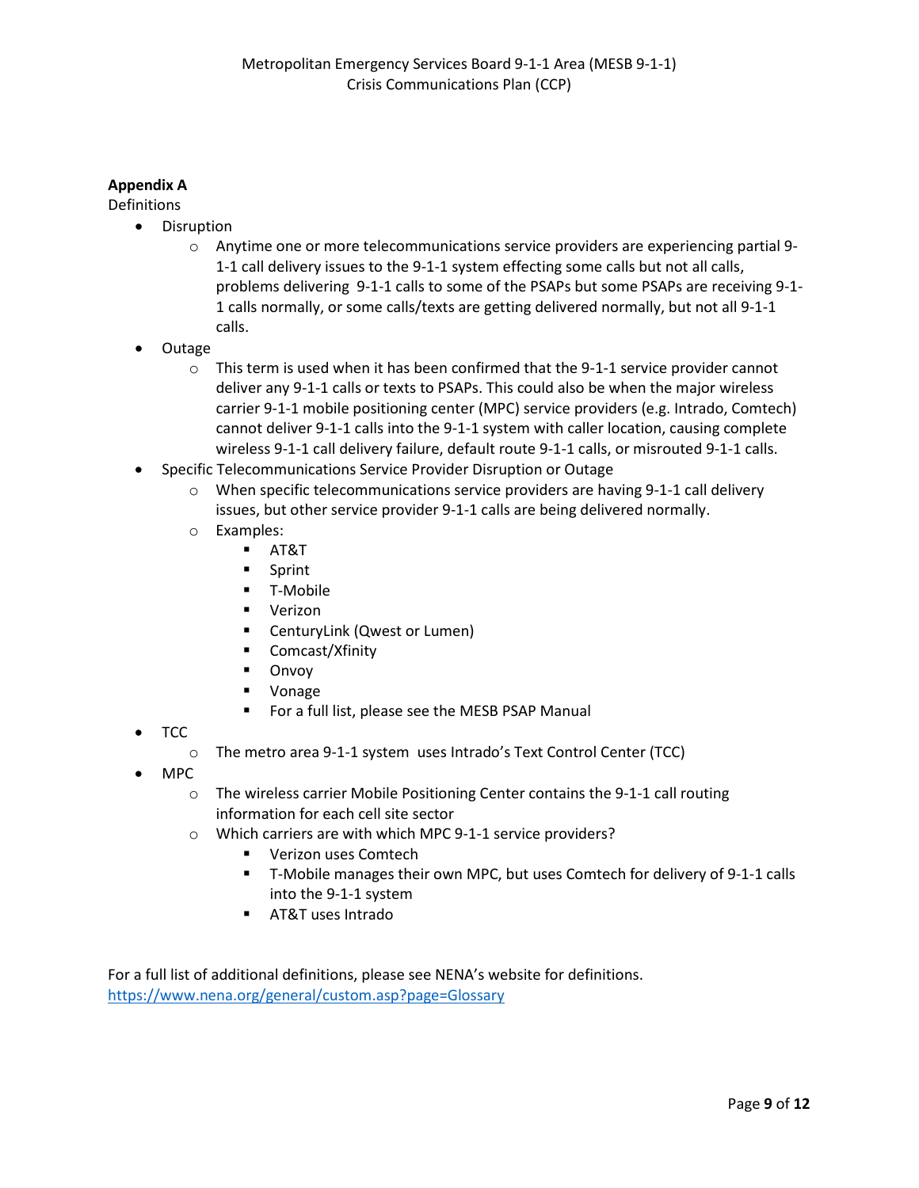**Appendix A**

Definitions

- Disruption
  - Anytime one or more telecommunications service providers are experiencing partial 9-1-1 call delivery issues to the 9-1-1 system effecting some calls but not all calls, problems delivering 9-1-1 calls to some of the PSAPs but some PSAPs are receiving 9-1-1 calls normally, or some calls/texts are getting delivered normally, but not all 9-1-1 calls.
- Outage
  - This term is used when it has been confirmed that the 9-1-1 service provider cannot deliver any 9-1-1 calls or texts to PSAPs. This could also be when the major wireless carrier 9-1-1 mobile positioning center (MPC) service providers (e.g. Intrado, Comtech) cannot deliver 9-1-1 calls into the 9-1-1 system with caller location, causing complete wireless 9-1-1 call delivery failure, default route 9-1-1 calls, or misrouted 9-1-1 calls.
- Specific Telecommunications Service Provider Disruption or Outage
  - When specific telecommunications service providers are having 9-1-1 call delivery issues, but other service provider 9-1-1 calls are being delivered normally.
  - Examples:
    - AT&T
    - Sprint
    - T-Mobile
    - Verizon
    - CenturyLink (Qwest or Lumen)
    - Comcast/Xfinity
    - Onvoy
    - Vonage
    - For a full list, please see the MESB PSAP Manual
- TCC
  - The metro area 9-1-1 system uses Intrado's Text Control Center (TCC)
- MPC
  - The wireless carrier Mobile Positioning Center contains the 9-1-1 call routing information for each cell site sector
  - Which carriers are with which MPC 9-1-1 service providers?
    - Verizon uses Comtech
    - T-Mobile manages their own MPC, but uses Comtech for delivery of 9-1-1 calls into the 9-1-1 system
    - AT&T uses Intrado

For a full list of additional definitions, please see NENA's website for definitions.
https://www.nena.org/general/custom.asp?page=Glossary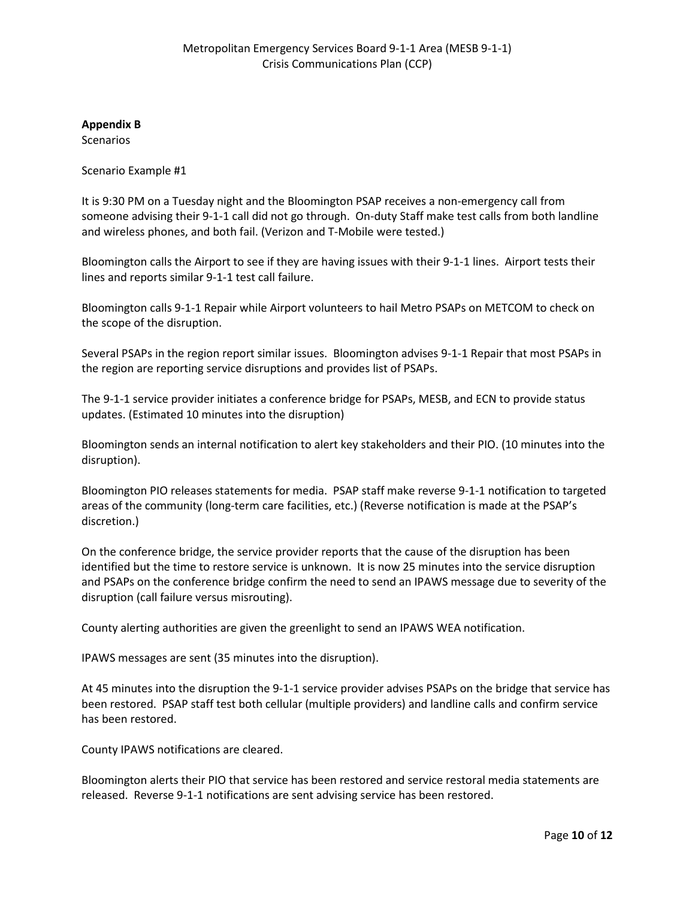**Appendix B**

Scenarios

Scenario Example #1

It is 9:30 PM on a Tuesday night and the Bloomington PSAP receives a non-emergency call from someone advising their 9-1-1 call did not go through. On-duty Staff make test calls from both landline and wireless phones, and both fail. (Verizon and T-Mobile were tested.)

Bloomington calls the Airport to see if they are having issues with their 9-1-1 lines. Airport tests their lines and reports similar 9-1-1 test call failure.

Bloomington calls 9-1-1 Repair while Airport volunteers to hail Metro PSAPs on METCOM to check on the scope of the disruption.

Several PSAPs in the region report similar issues. Bloomington advises 9-1-1 Repair that most PSAPs in the region are reporting service disruptions and provides list of PSAPs.

The 9-1-1 service provider initiates a conference bridge for PSAPs, MESB, and ECN to provide status updates. (Estimated 10 minutes into the disruption)

Bloomington sends an internal notification to alert key stakeholders and their PIO. (10 minutes into the disruption).

Bloomington PIO releases statements for media. PSAP staff make reverse 9-1-1 notification to targeted areas of the community (long-term care facilities, etc.) (Reverse notification is made at the PSAP's discretion.)

On the conference bridge, the service provider reports that the cause of the disruption has been identified but the time to restore service is unknown. It is now 25 minutes into the service disruption and PSAPs on the conference bridge confirm the need to send an IPAWS message due to severity of the disruption (call failure versus misrouting).

County alerting authorities are given the greenlight to send an IPAWS WEA notification.

IPAWS messages are sent (35 minutes into the disruption).

At 45 minutes into the disruption the 9-1-1 service provider advises PSAPs on the bridge that service has been restored. PSAP staff test both cellular (multiple providers) and landline calls and confirm service has been restored.

County IPAWS notifications are cleared.

Bloomington alerts their PIO that service has been restored and service restoral media statements are released. Reverse 9-1-1 notifications are sent advising service has been restored.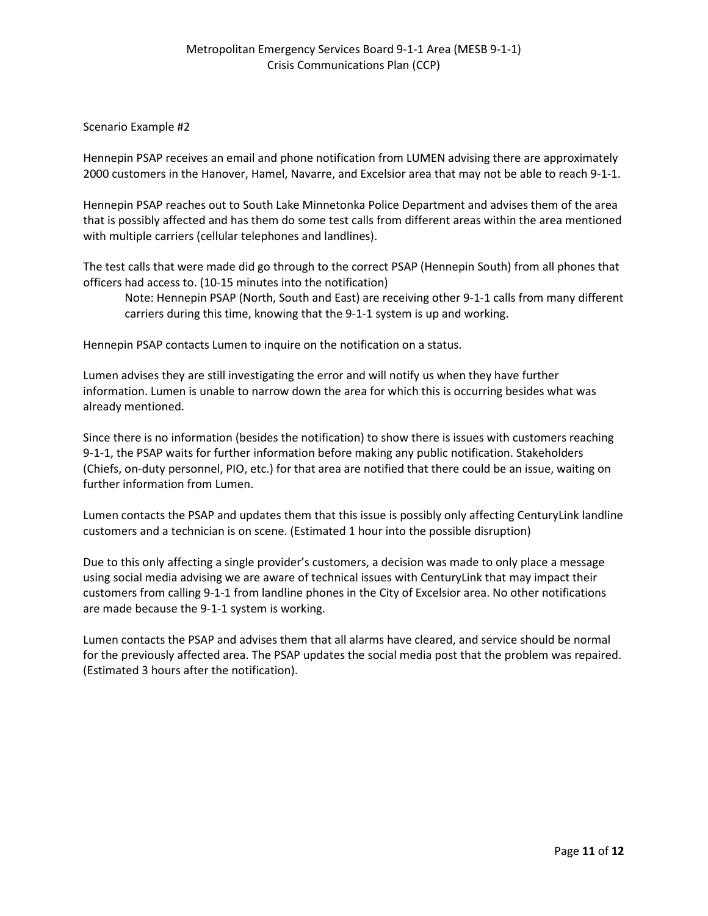Scenario Example #2

Hennepin PSAP receives an email and phone notification from LUMEN advising there are approximately 2000 customers in the Hanover, Hamel, Navarre, and Excelsior area that may not be able to reach 9-1-1.

Hennepin PSAP reaches out to South Lake Minnetonka Police Department and advises them of the area that is possibly affected and has them do some test calls from different areas within the area mentioned with multiple carriers (cellular telephones and landlines).

The test calls that were made did go through to the correct PSAP (Hennepin South) from all phones that officers had access to. (10-15 minutes into the notification)

> Note: Hennepin PSAP (North, South and East) are receiving other 9-1-1 calls from many different carriers during this time, knowing that the 9-1-1 system is up and working.

Hennepin PSAP contacts Lumen to inquire on the notification on a status.

Lumen advises they are still investigating the error and will notify us when they have further information. Lumen is unable to narrow down the area for which this is occurring besides what was already mentioned.

Since there is no information (besides the notification) to show there is issues with customers reaching 9-1-1, the PSAP waits for further information before making any public notification. Stakeholders (Chiefs, on-duty personnel, PIO, etc.) for that area are notified that there could be an issue, waiting on further information from Lumen.

Lumen contacts the PSAP and updates them that this issue is possibly only affecting CenturyLink landline customers and a technician is on scene. (Estimated 1 hour into the possible disruption)

Due to this only affecting a single provider's customers, a decision was made to only place a message using social media advising we are aware of technical issues with CenturyLink that may impact their customers from calling 9-1-1 from landline phones in the City of Excelsior area. No other notifications are made because the 9-1-1 system is working.

Lumen contacts the PSAP and advises them that all alarms have cleared, and service should be normal for the previously affected area. The PSAP updates the social media post that the problem was repaired. (Estimated 3 hours after the notification).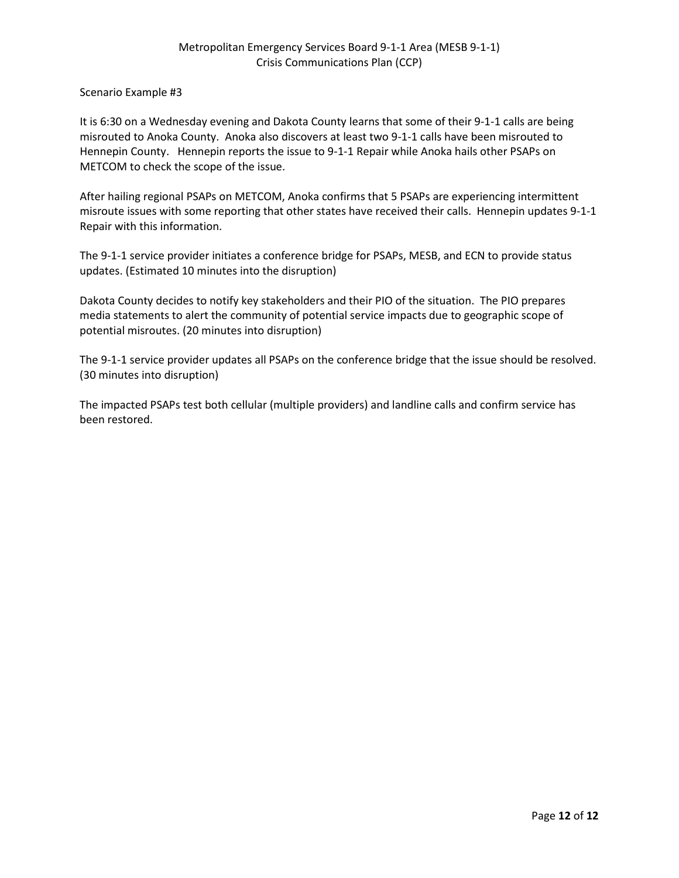Scenario Example #3

It is 6:30 on a Wednesday evening and Dakota County learns that some of their 9-1-1 calls are being misrouted to Anoka County. Anoka also discovers at least two 9-1-1 calls have been misrouted to Hennepin County. Hennepin reports the issue to 9-1-1 Repair while Anoka hails other PSAPs on METCOM to check the scope of the issue.

After hailing regional PSAPs on METCOM, Anoka confirms that 5 PSAPs are experiencing intermittent misroute issues with some reporting that other states have received their calls. Hennepin updates 9-1-1 Repair with this information.

The 9-1-1 service provider initiates a conference bridge for PSAPs, MESB, and ECN to provide status updates. (Estimated 10 minutes into the disruption)

Dakota County decides to notify key stakeholders and their PIO of the situation. The PIO prepares media statements to alert the community of potential service impacts due to geographic scope of potential misroutes. (20 minutes into disruption)

The 9-1-1 service provider updates all PSAPs on the conference bridge that the issue should be resolved. (30 minutes into disruption)

The impacted PSAPs test both cellular (multiple providers) and landline calls and confirm service has been restored.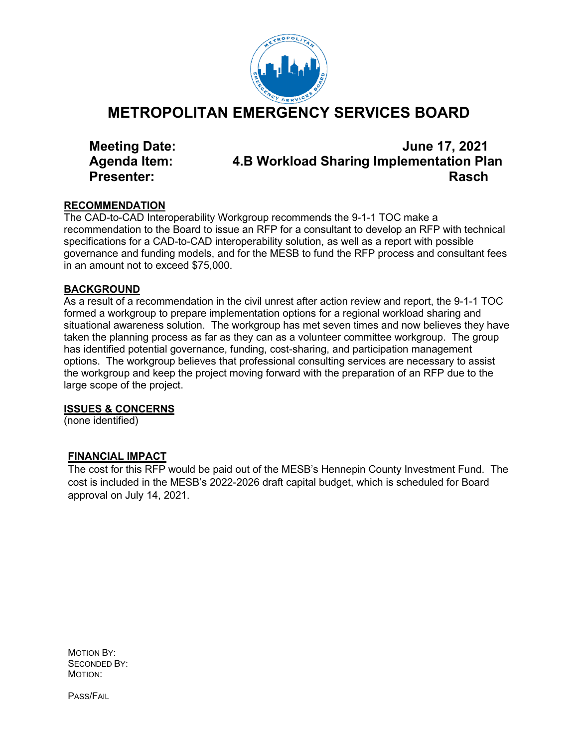# METROPOLITAN EMERGENCY SERVICES BOARD

**Meeting Date:** **June 17, 2021**
**Agenda Item:** **4.B Workload Sharing Implementation Plan**
**Presenter:** **Rasch**

## RECOMMENDATION

The CAD-to-CAD Interoperability Workgroup recommends the 9-1-1 TOC make a recommendation to the Board to issue an RFP for a consultant to develop an RFP with technical specifications for a CAD-to-CAD interoperability solution, as well as a report with possible governance and funding models, and for the MESB to fund the RFP process and consultant fees in an amount not to exceed $75,000.

## BACKGROUND

As a result of a recommendation in the civil unrest after action review and report, the 9-1-1 TOC formed a workgroup to prepare implementation options for a regional workload sharing and situational awareness solution. The workgroup has met seven times and now believes they have taken the planning process as far as they can as a volunteer committee workgroup. The group has identified potential governance, funding, cost-sharing, and participation management options. The workgroup believes that professional consulting services are necessary to assist the workgroup and keep the project moving forward with the preparation of an RFP due to the large scope of the project.

## ISSUES & CONCERNS

(none identified)

## FINANCIAL IMPACT

The cost for this RFP would be paid out of the MESB's Hennepin County Investment Fund. The cost is included in the MESB's 2022-2026 draft capital budget, which is scheduled for Board approval on July 14, 2021.

MOTION BY:
SECONDED BY:
MOTION:

PASS/FAIL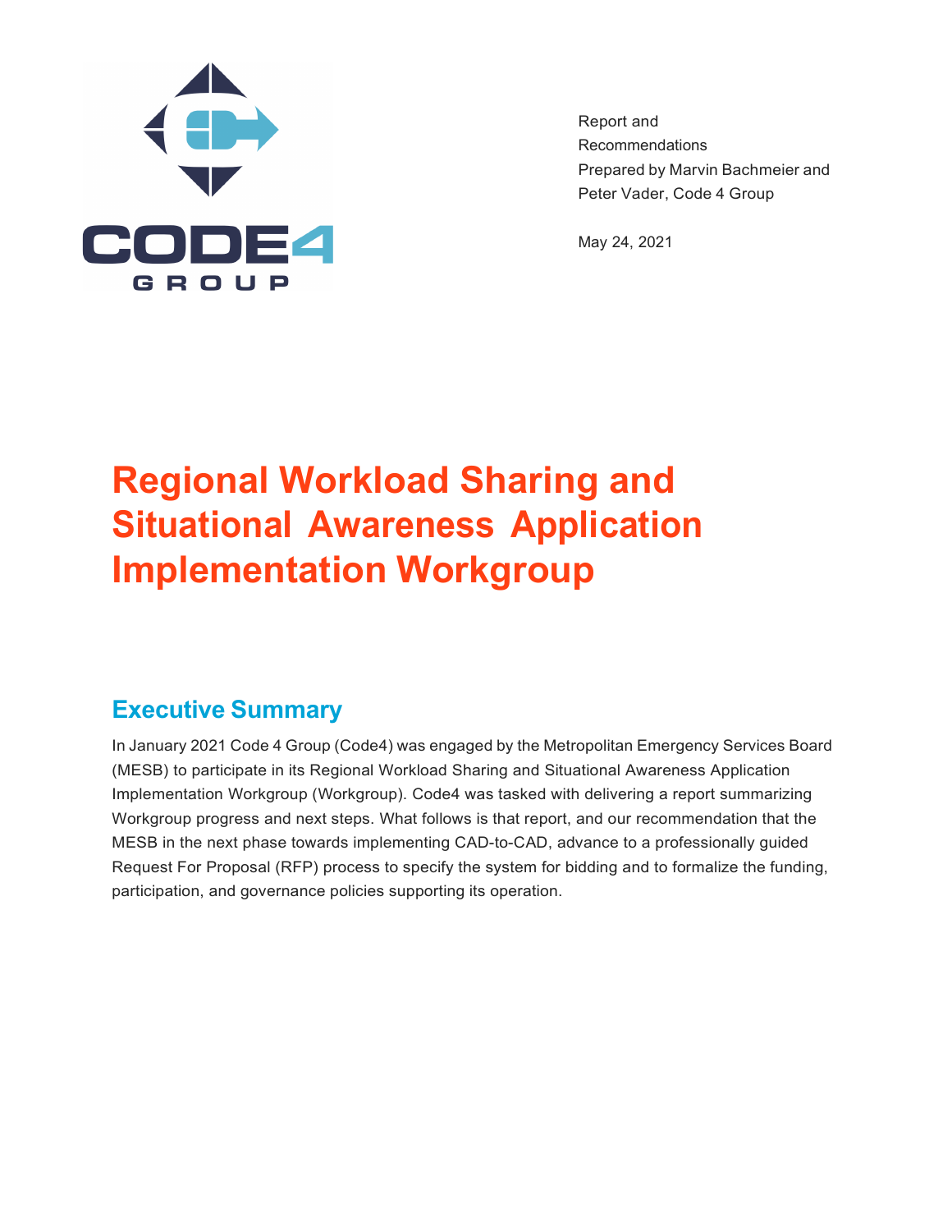Report and
Recommendations
Prepared by Marvin Bachmeier and
Peter Vader, Code 4 Group

May 24, 2021

# Regional Workload Sharing and Situational Awareness Application Implementation Workgroup

## Executive Summary

In January 2021 Code 4 Group (Code4) was engaged by the Metropolitan Emergency Services Board (MESB) to participate in its Regional Workload Sharing and Situational Awareness Application Implementation Workgroup (Workgroup). Code4 was tasked with delivering a report summarizing Workgroup progress and next steps. What follows is that report, and our recommendation that the MESB in the next phase towards implementing CAD-to-CAD, advance to a professionally guided Request For Proposal (RFP) process to specify the system for bidding and to formalize the funding, participation, and governance policies supporting its operation.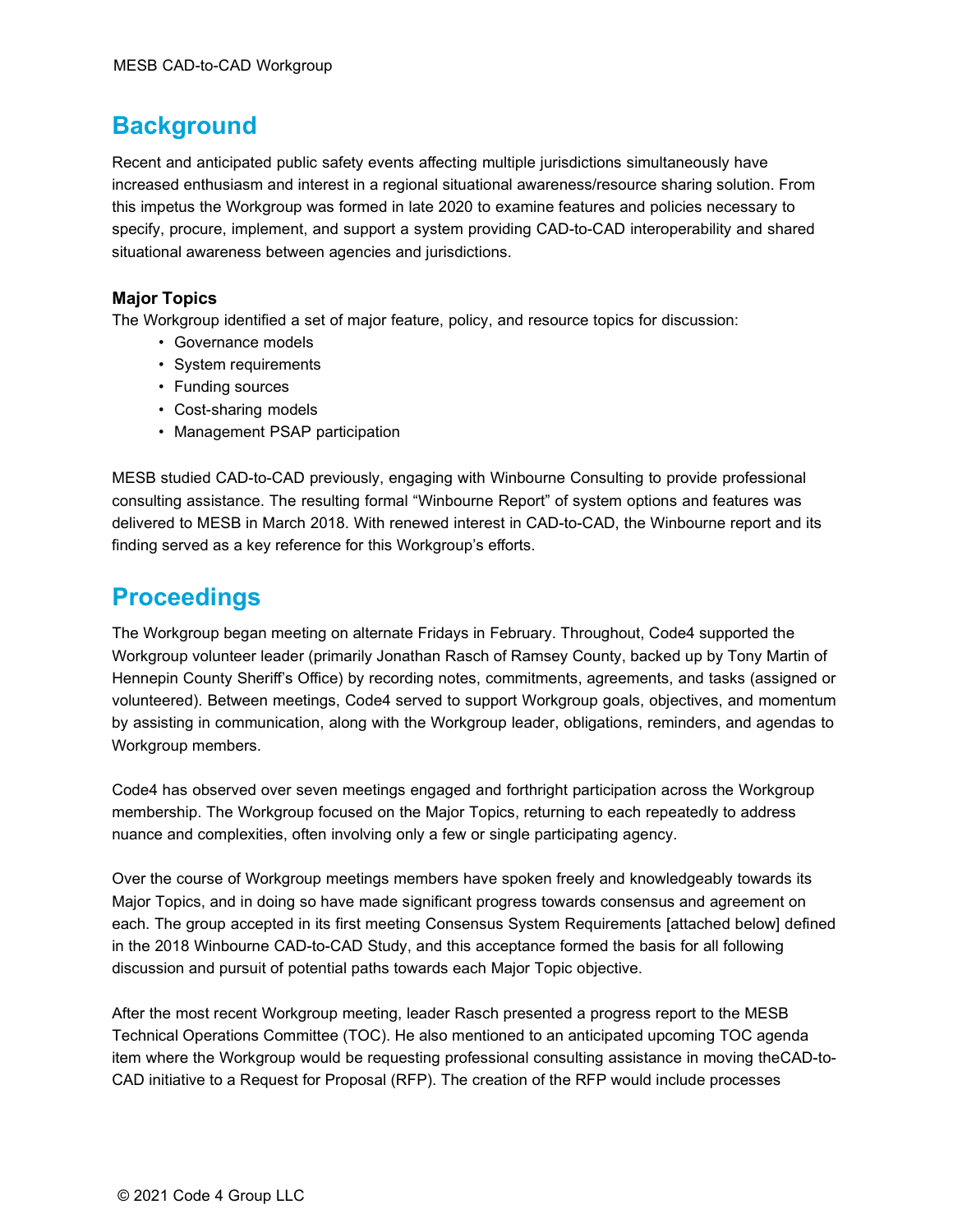## Background

Recent and anticipated public safety events affecting multiple jurisdictions simultaneously have increased enthusiasm and interest in a regional situational awareness/resource sharing solution. From this impetus the Workgroup was formed in late 2020 to examine features and policies necessary to specify, procure, implement, and support a system providing CAD-to-CAD interoperability and shared situational awareness between agencies and jurisdictions.

### Major Topics

The Workgroup identified a set of major feature, policy, and resource topics for discussion:

- Governance models
- System requirements
- Funding sources
- Cost-sharing models
- Management PSAP participation

MESB studied CAD-to-CAD previously, engaging with Winbourne Consulting to provide professional consulting assistance. The resulting formal “Winbourne Report” of system options and features was delivered to MESB in March 2018. With renewed interest in CAD-to-CAD, the Winbourne report and its finding served as a key reference for this Workgroup’s efforts.

## Proceedings

The Workgroup began meeting on alternate Fridays in February. Throughout, Code4 supported the Workgroup volunteer leader (primarily Jonathan Rasch of Ramsey County, backed up by Tony Martin of Hennepin County Sheriff’s Office) by recording notes, commitments, agreements, and tasks (assigned or volunteered). Between meetings, Code4 served to support Workgroup goals, objectives, and momentum by assisting in communication, along with the Workgroup leader, obligations, reminders, and agendas to Workgroup members.

Code4 has observed over seven meetings engaged and forthright participation across the Workgroup membership. The Workgroup focused on the Major Topics, returning to each repeatedly to address nuance and complexities, often involving only a few or single participating agency.

Over the course of Workgroup meetings members have spoken freely and knowledgeably towards its Major Topics, and in doing so have made significant progress towards consensus and agreement on each. The group accepted in its first meeting Consensus System Requirements [attached below] defined in the 2018 Winbourne CAD-to-CAD Study, and this acceptance formed the basis for all following discussion and pursuit of potential paths towards each Major Topic objective.

After the most recent Workgroup meeting, leader Rasch presented a progress report to the MESB Technical Operations Committee (TOC). He also mentioned to an anticipated upcoming TOC agenda item where the Workgroup would be requesting professional consulting assistance in moving theCAD-to-CAD initiative to a Request for Proposal (RFP). The creation of the RFP would include processes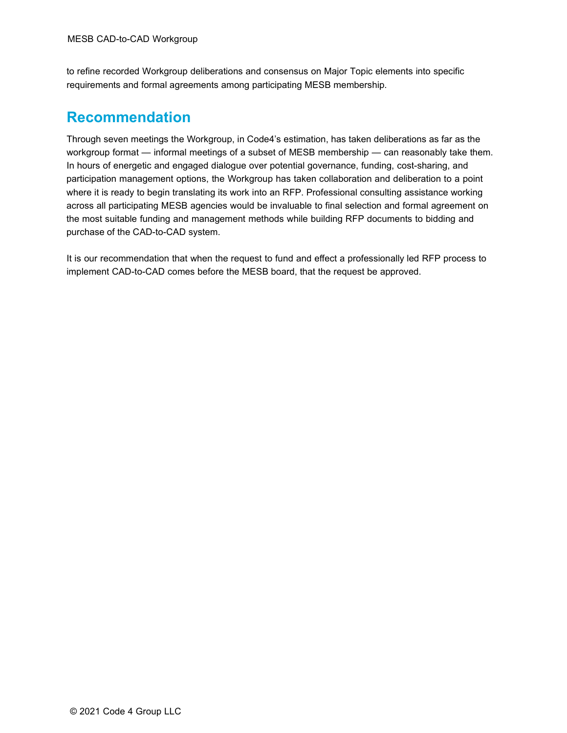to refine recorded Workgroup deliberations and consensus on Major Topic elements into specific requirements and formal agreements among participating MESB membership.

## Recommendation

Through seven meetings the Workgroup, in Code4's estimation, has taken deliberations as far as the workgroup format — informal meetings of a subset of MESB membership — can reasonably take them. In hours of energetic and engaged dialogue over potential governance, funding, cost-sharing, and participation management options, the Workgroup has taken collaboration and deliberation to a point where it is ready to begin translating its work into an RFP. Professional consulting assistance working across all participating MESB agencies would be invaluable to final selection and formal agreement on the most suitable funding and management methods while building RFP documents to bidding and purchase of the CAD-to-CAD system.

It is our recommendation that when the request to fund and effect a professionally led RFP process to implement CAD-to-CAD comes before the MESB board, that the request be approved.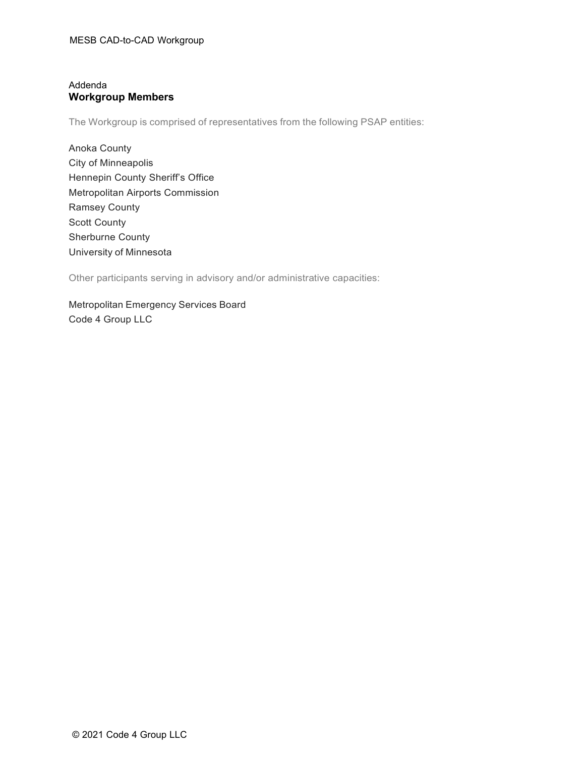Addenda

## Workgroup Members

The Workgroup is comprised of representatives from the following PSAP entities:

Anoka County
City of Minneapolis
Hennepin County Sheriff's Office
Metropolitan Airports Commission
Ramsey County
Scott County
Sherburne County
University of Minnesota

Other participants serving in advisory and/or administrative capacities:

Metropolitan Emergency Services Board
Code 4 Group LLC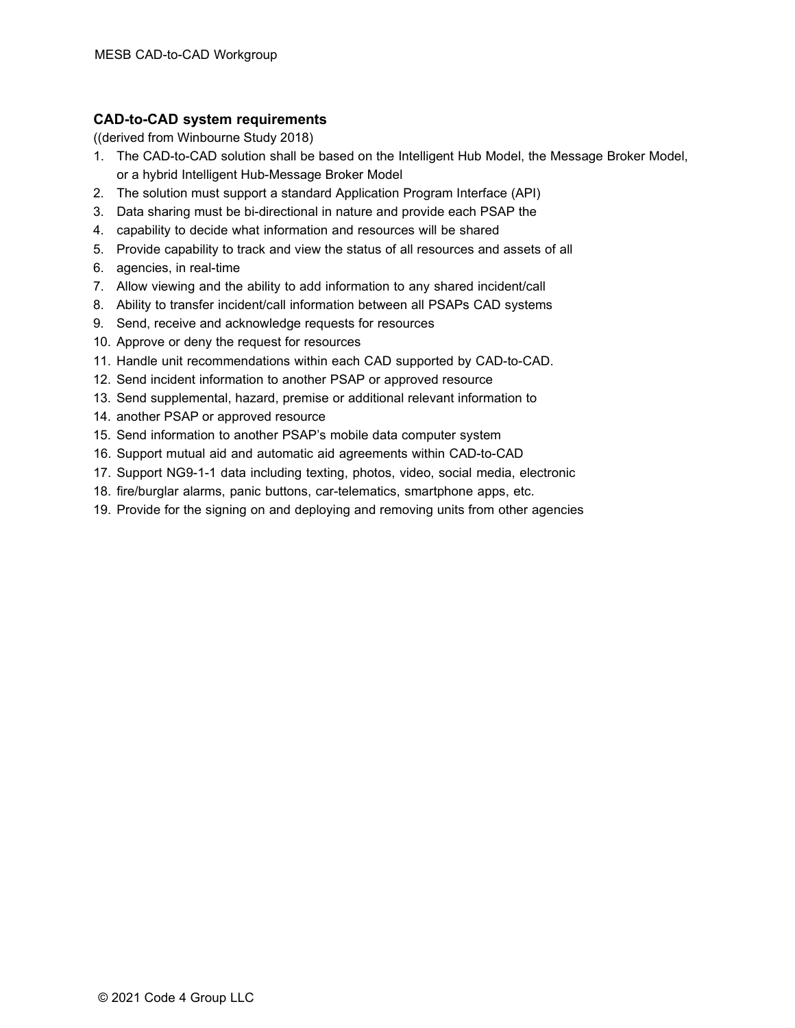### CAD-to-CAD system requirements

((derived from Winbourne Study 2018)

1. The CAD-to-CAD solution shall be based on the Intelligent Hub Model, the Message Broker Model, or a hybrid Intelligent Hub-Message Broker Model
2. The solution must support a standard Application Program Interface (API)
3. Data sharing must be bi-directional in nature and provide each PSAP the
4. capability to decide what information and resources will be shared
5. Provide capability to track and view the status of all resources and assets of all
6. agencies, in real-time
7. Allow viewing and the ability to add information to any shared incident/call
8. Ability to transfer incident/call information between all PSAPs CAD systems
9. Send, receive and acknowledge requests for resources
10. Approve or deny the request for resources
11. Handle unit recommendations within each CAD supported by CAD-to-CAD.
12. Send incident information to another PSAP or approved resource
13. Send supplemental, hazard, premise or additional relevant information to
14. another PSAP or approved resource
15. Send information to another PSAP's mobile data computer system
16. Support mutual aid and automatic aid agreements within CAD-to-CAD
17. Support NG9-1-1 data including texting, photos, video, social media, electronic
18. fire/burglar alarms, panic buttons, car-telematics, smartphone apps, etc.
19. Provide for the signing on and deploying and removing units from other agencies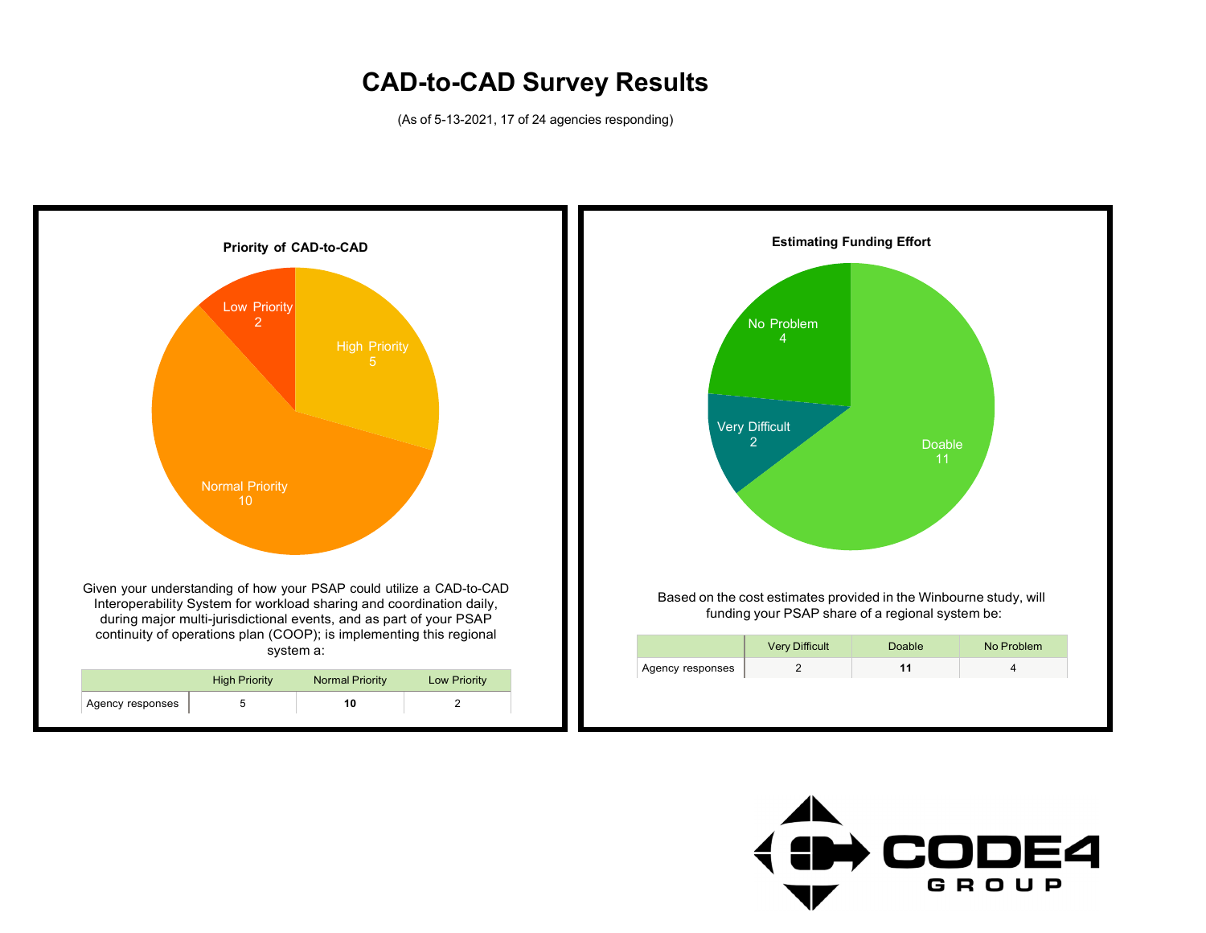# CAD-to-CAD Survey Results

(As of 5-13-2021, 17 of 24 agencies responding)

### Priority of CAD-to-CAD

Low Priority 2

High Priority 5

Normal Priority 10

Given your understanding of how your PSAP could utilize a CAD-to-CAD Interoperability System for workload sharing and coordination daily, during major multi-jurisdictional events, and as part of your PSAP continuity of operations plan (COOP); is implementing this regional system a:

| | High Priority | Normal Priority | Low Priority |
|---|---|---|---|
| Agency responses | 5 | **10** | 2 |

### Estimating Funding Effort

No Problem 4

Very Difficult 2

Doable 11

Based on the cost estimates provided in the Winbourne study, will funding your PSAP share of a regional system be:

| | Very Difficult | Doable | No Problem |
|---|---|---|---|
| Agency responses | 2 | **11** | 4 |

CODE4 GROUP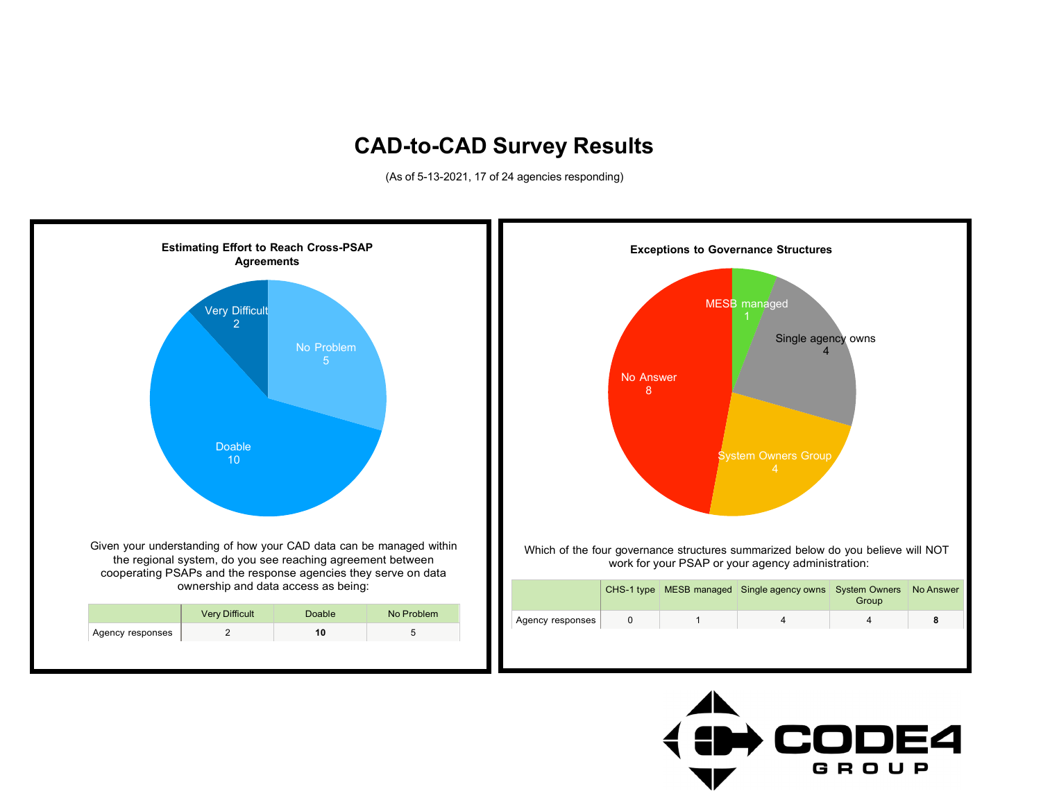# CAD-to-CAD Survey Results

(As of 5-13-2021, 17 of 24 agencies responding)

### Estimating Effort to Reach Cross-PSAP Agreements

Very Difficult 2

No Problem 5

Doable 10

Given your understanding of how your CAD data can be managed within the regional system, do you see reaching agreement between cooperating PSAPs and the response agencies they serve on data ownership and data access as being:

| | Very Difficult | Doable | No Problem |
|---|---|---|---|
| Agency responses | 2 | **10** | 5 |

### Exceptions to Governance Structures

MESB managed 1

Single agency owns 4

No Answer 8

System Owners Group 4

Which of the four governance structures summarized below do you believe will NOT work for your PSAP or your agency administration:

| | CHS-1 type | MESB managed | Single agency owns | System Owners Group | No Answer |
|---|---|---|---|---|---|
| Agency responses | 0 | 1 | 4 | 4 | **8** |

CODE4 GROUP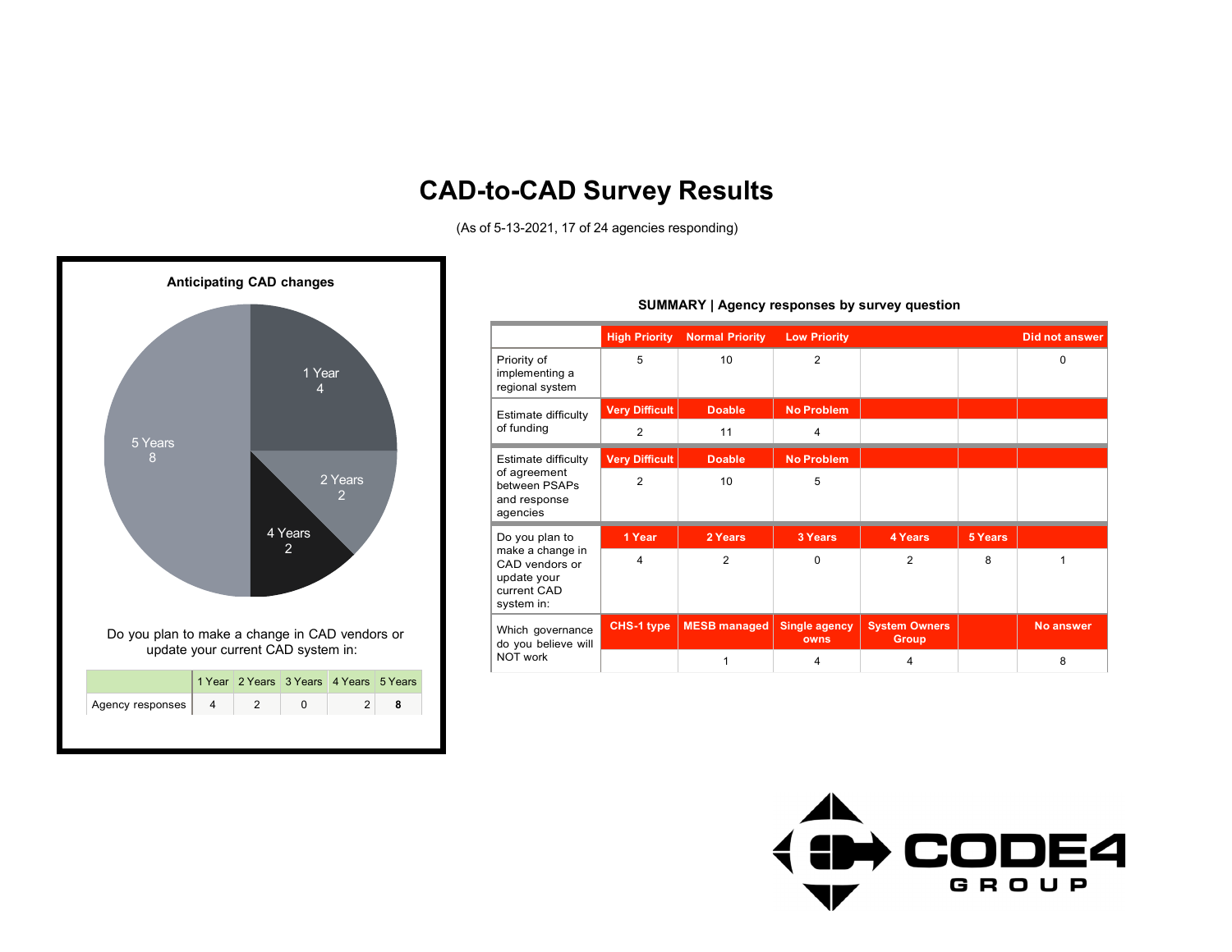# CAD-to-CAD Survey Results

(As of 5-13-2021, 17 of 24 agencies responding)

**Anticipating CAD changes**

Do you plan to make a change in CAD vendors or update your current CAD system in:

| | 1 Year | 2 Years | 3 Years | 4 Years | 5 Years |
|---|---|---|---|---|---|
| Agency responses | 4 | 2 | 0 | 2 | **8** |

**SUMMARY | Agency responses by survey question**

| | High Priority | Normal Priority | Low Priority | | | Did not answer |
|---|---|---|---|---|---|---|
| Priority of implementing a regional system | 5 | 10 | 2 | | | 0 |
| Estimate difficulty of funding | Very Difficult | Doable | No Problem | | | |
| | 2 | 11 | 4 | | | |
| Estimate difficulty of agreement between PSAPs and response agencies | Very Difficult | Doable | No Problem | | | |
| | 2 | 10 | 5 | | | |
| Do you plan to make a change in CAD vendors or update your current CAD system in: | 1 Year | 2 Years | 3 Years | 4 Years | 5 Years | |
| | 4 | 2 | 0 | 2 | 8 | 1 |
| Which governance do you believe will NOT work | CHS-1 type | MESB managed | Single agency owns | System Owners Group | | No answer |
| | | 1 | 4 | 4 | | 8 |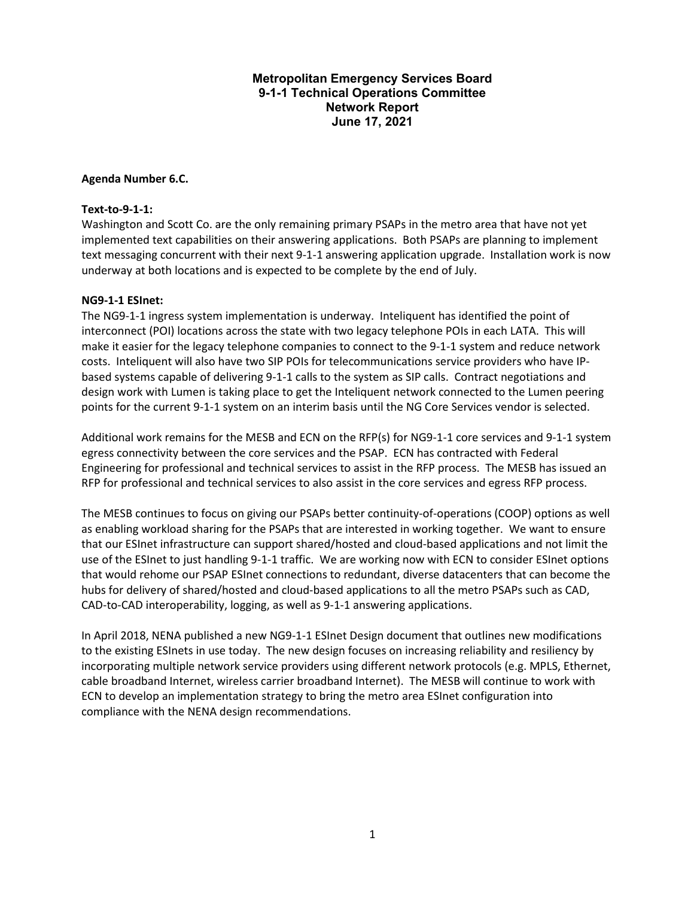# Metropolitan Emergency Services Board
## 9-1-1 Technical Operations Committee
## Network Report
## June 17, 2021

**Agenda Number 6.C.**

**Text-to-9-1-1:**

Washington and Scott Co. are the only remaining primary PSAPs in the metro area that have not yet implemented text capabilities on their answering applications. Both PSAPs are planning to implement text messaging concurrent with their next 9-1-1 answering application upgrade. Installation work is now underway at both locations and is expected to be complete by the end of July.

**NG9-1-1 ESInet:**

The NG9-1-1 ingress system implementation is underway. Inteliquent has identified the point of interconnect (POI) locations across the state with two legacy telephone POIs in each LATA. This will make it easier for the legacy telephone companies to connect to the 9-1-1 system and reduce network costs. Inteliquent will also have two SIP POIs for telecommunications service providers who have IP-based systems capable of delivering 9-1-1 calls to the system as SIP calls. Contract negotiations and design work with Lumen is taking place to get the Inteliquent network connected to the Lumen peering points for the current 9-1-1 system on an interim basis until the NG Core Services vendor is selected.

Additional work remains for the MESB and ECN on the RFP(s) for NG9-1-1 core services and 9-1-1 system egress connectivity between the core services and the PSAP. ECN has contracted with Federal Engineering for professional and technical services to assist in the RFP process. The MESB has issued an RFP for professional and technical services to also assist in the core services and egress RFP process.

The MESB continues to focus on giving our PSAPs better continuity-of-operations (COOP) options as well as enabling workload sharing for the PSAPs that are interested in working together. We want to ensure that our ESInet infrastructure can support shared/hosted and cloud-based applications and not limit the use of the ESInet to just handling 9-1-1 traffic. We are working now with ECN to consider ESInet options that would rehome our PSAP ESInet connections to redundant, diverse datacenters that can become the hubs for delivery of shared/hosted and cloud-based applications to all the metro PSAPs such as CAD, CAD-to-CAD interoperability, logging, as well as 9-1-1 answering applications.

In April 2018, NENA published a new NG9-1-1 ESInet Design document that outlines new modifications to the existing ESInets in use today. The new design focuses on increasing reliability and resiliency by incorporating multiple network service providers using different network protocols (e.g. MPLS, Ethernet, cable broadband Internet, wireless carrier broadband Internet). The MESB will continue to work with ECN to develop an implementation strategy to bring the metro area ESInet configuration into compliance with the NENA design recommendations.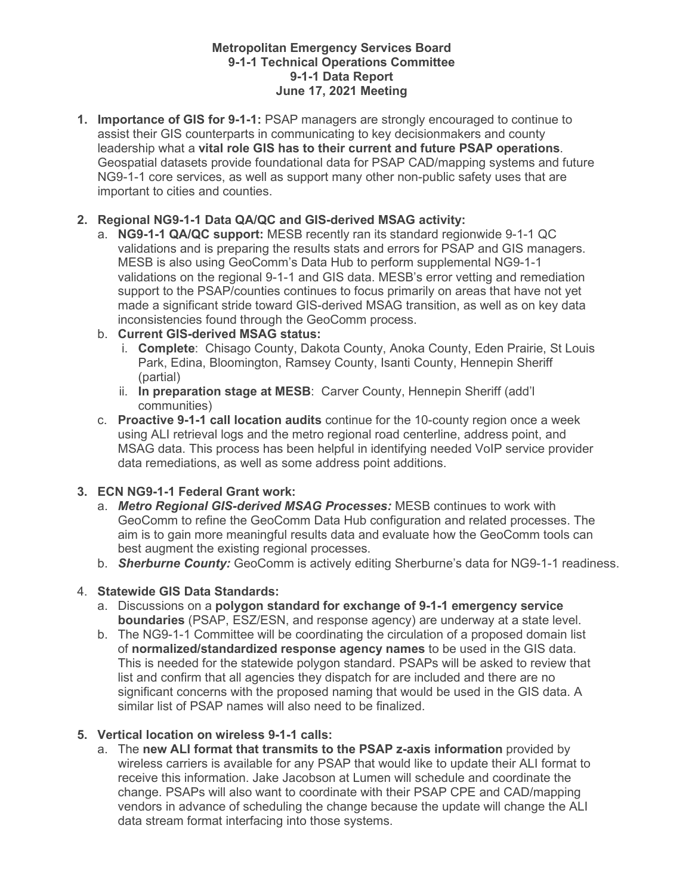**Metropolitan Emergency Services Board**
**9-1-1 Technical Operations Committee**
**9-1-1 Data Report**
**June 17, 2021 Meeting**

1. **Importance of GIS for 9-1-1:** PSAP managers are strongly encouraged to continue to assist their GIS counterparts in communicating to key decisionmakers and county leadership what a **vital role GIS has to their current and future PSAP operations**. Geospatial datasets provide foundational data for PSAP CAD/mapping systems and future NG9-1-1 core services, as well as support many other non-public safety uses that are important to cities and counties.

2. **Regional NG9-1-1 Data QA/QC and GIS-derived MSAG activity:**
   a. **NG9-1-1 QA/QC support:** MESB recently ran its standard regionwide 9-1-1 QC validations and is preparing the results stats and errors for PSAP and GIS managers. MESB is also using GeoComm's Data Hub to perform supplemental NG9-1-1 validations on the regional 9-1-1 and GIS data. MESB's error vetting and remediation support to the PSAP/counties continues to focus primarily on areas that have not yet made a significant stride toward GIS-derived MSAG transition, as well as on key data inconsistencies found through the GeoComm process.
   b. **Current GIS-derived MSAG status:**
      i. **Complete**: Chisago County, Dakota County, Anoka County, Eden Prairie, St Louis Park, Edina, Bloomington, Ramsey County, Isanti County, Hennepin Sheriff (partial)
      ii. **In preparation stage at MESB**: Carver County, Hennepin Sheriff (add'l communities)
   c. **Proactive 9-1-1 call location audits** continue for the 10-county region once a week using ALI retrieval logs and the metro regional road centerline, address point, and MSAG data. This process has been helpful in identifying needed VoIP service provider data remediations, as well as some address point additions.

3. **ECN NG9-1-1 Federal Grant work:**
   a. ***Metro Regional GIS-derived MSAG Processes:*** MESB continues to work with GeoComm to refine the GeoComm Data Hub configuration and related processes. The aim is to gain more meaningful results data and evaluate how the GeoComm tools can best augment the existing regional processes.
   b. ***Sherburne County:*** GeoComm is actively editing Sherburne's data for NG9-1-1 readiness.

4. **Statewide GIS Data Standards:**
   a. Discussions on a **polygon standard for exchange of 9-1-1 emergency service boundaries** (PSAP, ESZ/ESN, and response agency) are underway at a state level.
   b. The NG9-1-1 Committee will be coordinating the circulation of a proposed domain list of **normalized/standardized response agency names** to be used in the GIS data. This is needed for the statewide polygon standard. PSAPs will be asked to review that list and confirm that all agencies they dispatch for are included and there are no significant concerns with the proposed naming that would be used in the GIS data. A similar list of PSAP names will also need to be finalized.

5. **Vertical location on wireless 9-1-1 calls:**
   a. The **new ALI format that transmits to the PSAP z-axis information** provided by wireless carriers is available for any PSAP that would like to update their ALI format to receive this information. Jake Jacobson at Lumen will schedule and coordinate the change. PSAPs will also want to coordinate with their PSAP CPE and CAD/mapping vendors in advance of scheduling the change because the update will change the ALI data stream format interfacing into those systems.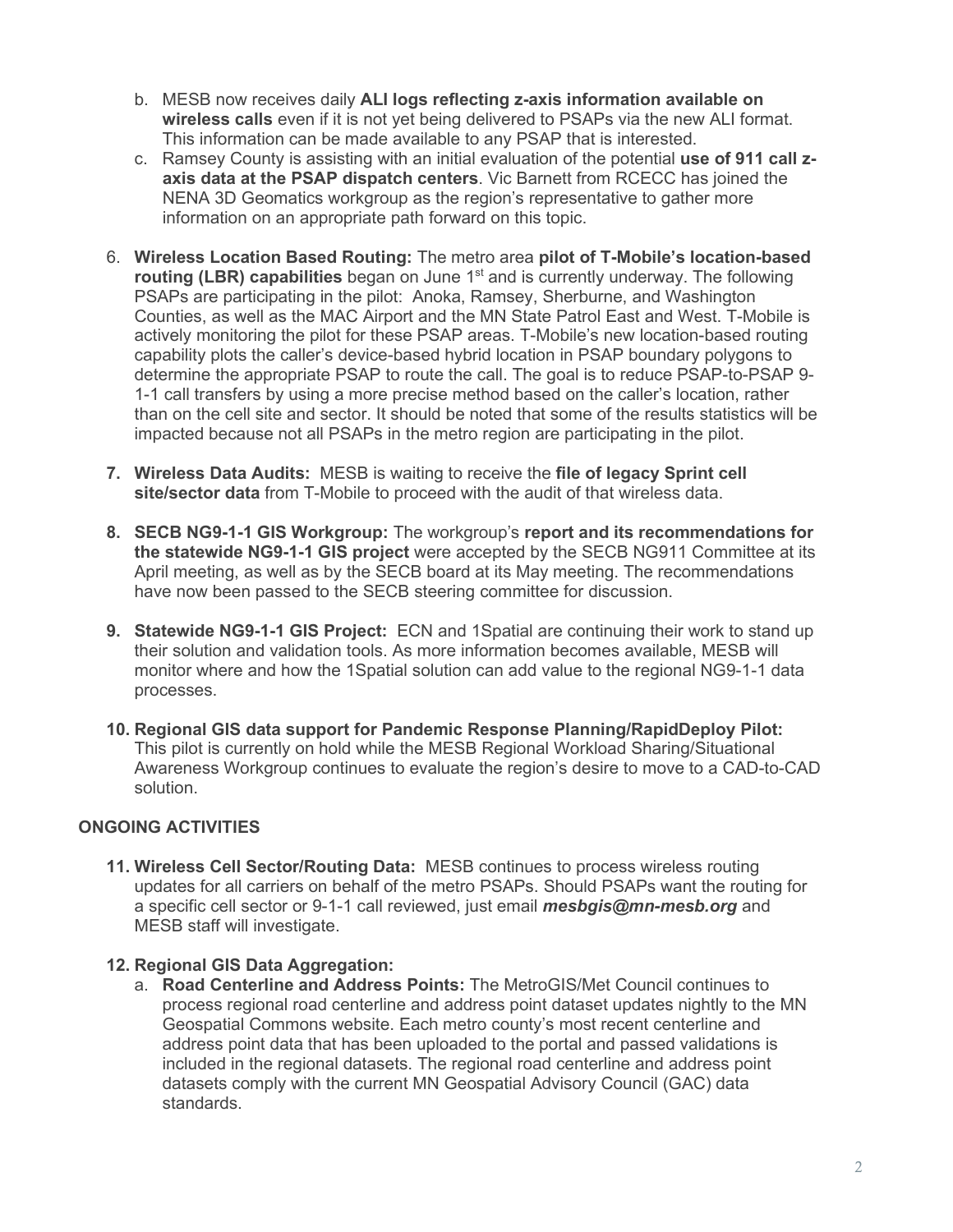b. MESB now receives daily **ALI logs reflecting z-axis information available on wireless calls** even if it is not yet being delivered to PSAPs via the new ALI format. This information can be made available to any PSAP that is interested.

c. Ramsey County is assisting with an initial evaluation of the potential **use of 911 call z-axis data at the PSAP dispatch centers**. Vic Barnett from RCECC has joined the NENA 3D Geomatics workgroup as the region's representative to gather more information on an appropriate path forward on this topic.

6. **Wireless Location Based Routing:** The metro area **pilot of T-Mobile's location-based routing (LBR) capabilities** began on June 1st and is currently underway. The following PSAPs are participating in the pilot: Anoka, Ramsey, Sherburne, and Washington Counties, as well as the MAC Airport and the MN State Patrol East and West. T-Mobile is actively monitoring the pilot for these PSAP areas. T-Mobile's new location-based routing capability plots the caller's device-based hybrid location in PSAP boundary polygons to determine the appropriate PSAP to route the call. The goal is to reduce PSAP-to-PSAP 9-1-1 call transfers by using a more precise method based on the caller's location, rather than on the cell site and sector. It should be noted that some of the results statistics will be impacted because not all PSAPs in the metro region are participating in the pilot.

7. **Wireless Data Audits:** MESB is waiting to receive the **file of legacy Sprint cell site/sector data** from T-Mobile to proceed with the audit of that wireless data.

8. **SECB NG9-1-1 GIS Workgroup:** The workgroup's **report and its recommendations for the statewide NG9-1-1 GIS project** were accepted by the SECB NG911 Committee at its April meeting, as well as by the SECB board at its May meeting. The recommendations have now been passed to the SECB steering committee for discussion.

9. **Statewide NG9-1-1 GIS Project:** ECN and 1Spatial are continuing their work to stand up their solution and validation tools. As more information becomes available, MESB will monitor where and how the 1Spatial solution can add value to the regional NG9-1-1 data processes.

10. **Regional GIS data support for Pandemic Response Planning/RapidDeploy Pilot:** This pilot is currently on hold while the MESB Regional Workload Sharing/Situational Awareness Workgroup continues to evaluate the region's desire to move to a CAD-to-CAD solution.

## ONGOING ACTIVITIES

11. **Wireless Cell Sector/Routing Data:** MESB continues to process wireless routing updates for all carriers on behalf of the metro PSAPs. Should PSAPs want the routing for a specific cell sector or 9-1-1 call reviewed, just email ***mesbgis@mn-mesb.org*** and MESB staff will investigate.

12. **Regional GIS Data Aggregation:**

    a. **Road Centerline and Address Points:** The MetroGIS/Met Council continues to process regional road centerline and address point dataset updates nightly to the MN Geospatial Commons website. Each metro county's most recent centerline and address point data that has been uploaded to the portal and passed validations is included in the regional datasets. The regional road centerline and address point datasets comply with the current MN Geospatial Advisory Council (GAC) data standards.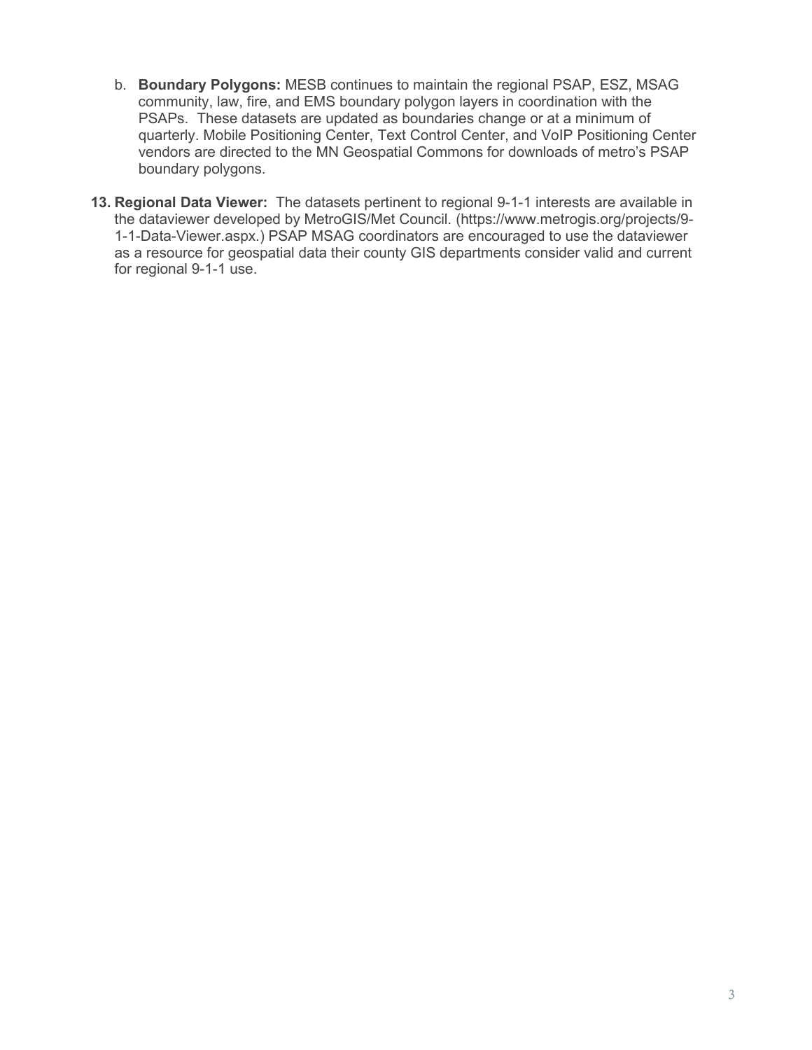b. **Boundary Polygons:** MESB continues to maintain the regional PSAP, ESZ, MSAG community, law, fire, and EMS boundary polygon layers in coordination with the PSAPs. These datasets are updated as boundaries change or at a minimum of quarterly. Mobile Positioning Center, Text Control Center, and VoIP Positioning Center vendors are directed to the MN Geospatial Commons for downloads of metro's PSAP boundary polygons.

13. **Regional Data Viewer:** The datasets pertinent to regional 9-1-1 interests are available in the dataviewer developed by MetroGIS/Met Council. (https://www.metrogis.org/projects/9-1-1-Data-Viewer.aspx.) PSAP MSAG coordinators are encouraged to use the dataviewer as a resource for geospatial data their county GIS departments consider valid and current for regional 9-1-1 use.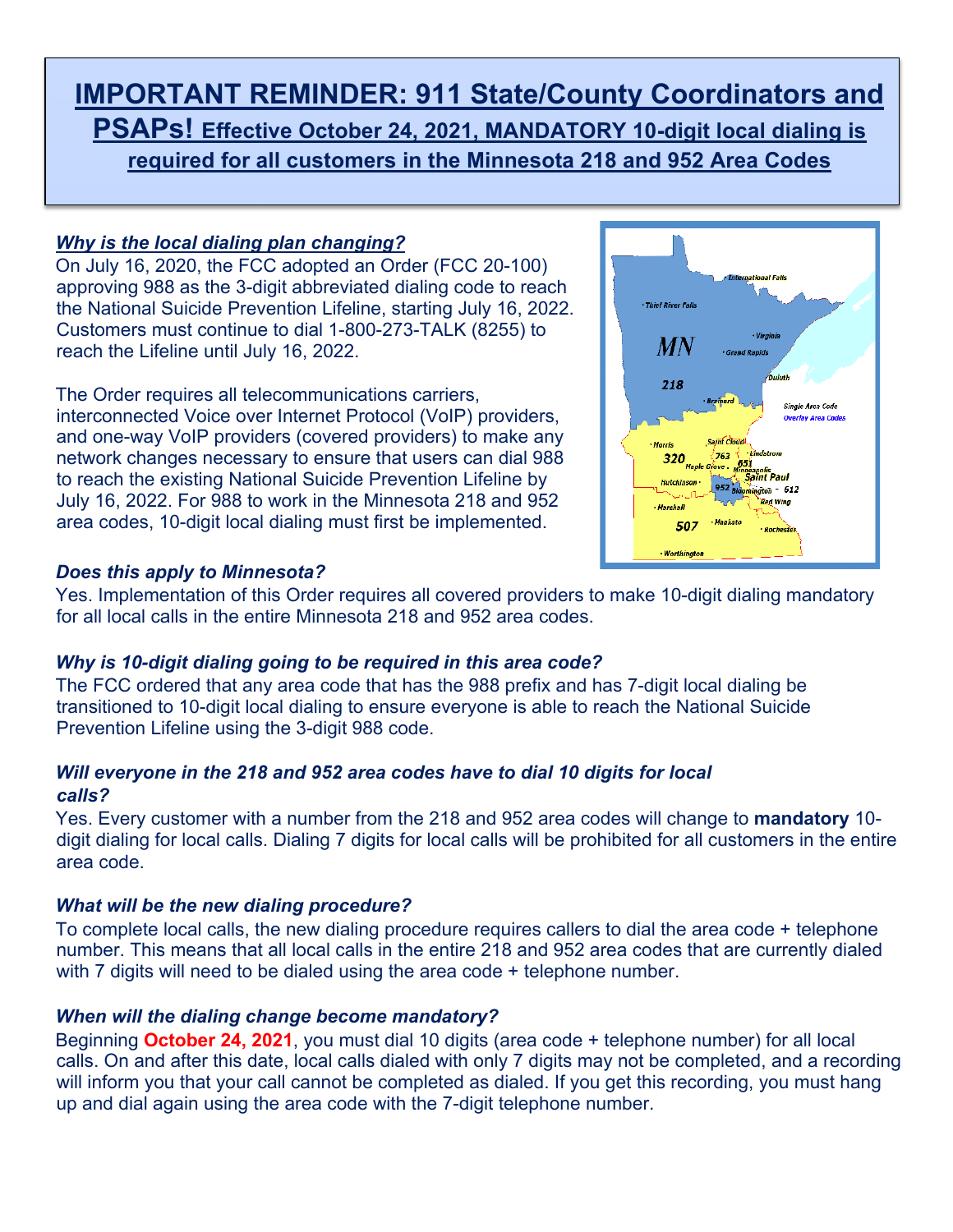# IMPORTANT REMINDER: 911 State/County Coordinators and PSAPs! Effective October 24, 2021, MANDATORY 10-digit local dialing is required for all customers in the Minnesota 218 and 952 Area Codes

### *Why is the local dialing plan changing?*

On July 16, 2020, the FCC adopted an Order (FCC 20-100) approving 988 as the 3-digit abbreviated dialing code to reach the National Suicide Prevention Lifeline, starting July 16, 2022. Customers must continue to dial 1-800-273-TALK (8255) to reach the Lifeline until July 16, 2022.

The Order requires all telecommunications carriers, interconnected Voice over Internet Protocol (VoIP) providers, and one-way VoIP providers (covered providers) to make any network changes necessary to ensure that users can dial 988 to reach the existing National Suicide Prevention Lifeline by July 16, 2022. For 988 to work in the Minnesota 218 and 952 area codes, 10-digit local dialing must first be implemented.

### *Does this apply to Minnesota?*

Yes. Implementation of this Order requires all covered providers to make 10-digit dialing mandatory for all local calls in the entire Minnesota 218 and 952 area codes.

### *Why is 10-digit dialing going to be required in this area code?*

The FCC ordered that any area code that has the 988 prefix and has 7-digit local dialing be transitioned to 10-digit local dialing to ensure everyone is able to reach the National Suicide Prevention Lifeline using the 3-digit 988 code.

### *Will everyone in the 218 and 952 area codes have to dial 10 digits for local calls?*

Yes. Every customer with a number from the 218 and 952 area codes will change to **mandatory** 10-digit dialing for local calls. Dialing 7 digits for local calls will be prohibited for all customers in the entire area code.

### *What will be the new dialing procedure?*

To complete local calls, the new dialing procedure requires callers to dial the area code + telephone number. This means that all local calls in the entire 218 and 952 area codes that are currently dialed with 7 digits will need to be dialed using the area code + telephone number.

### *When will the dialing change become mandatory?*

Beginning **October 24, 2021**, you must dial 10 digits (area code + telephone number) for all local calls. On and after this date, local calls dialed with only 7 digits may not be completed, and a recording will inform you that your call cannot be completed as dialed. If you get this recording, you must hang up and dial again using the area code with the 7-digit telephone number.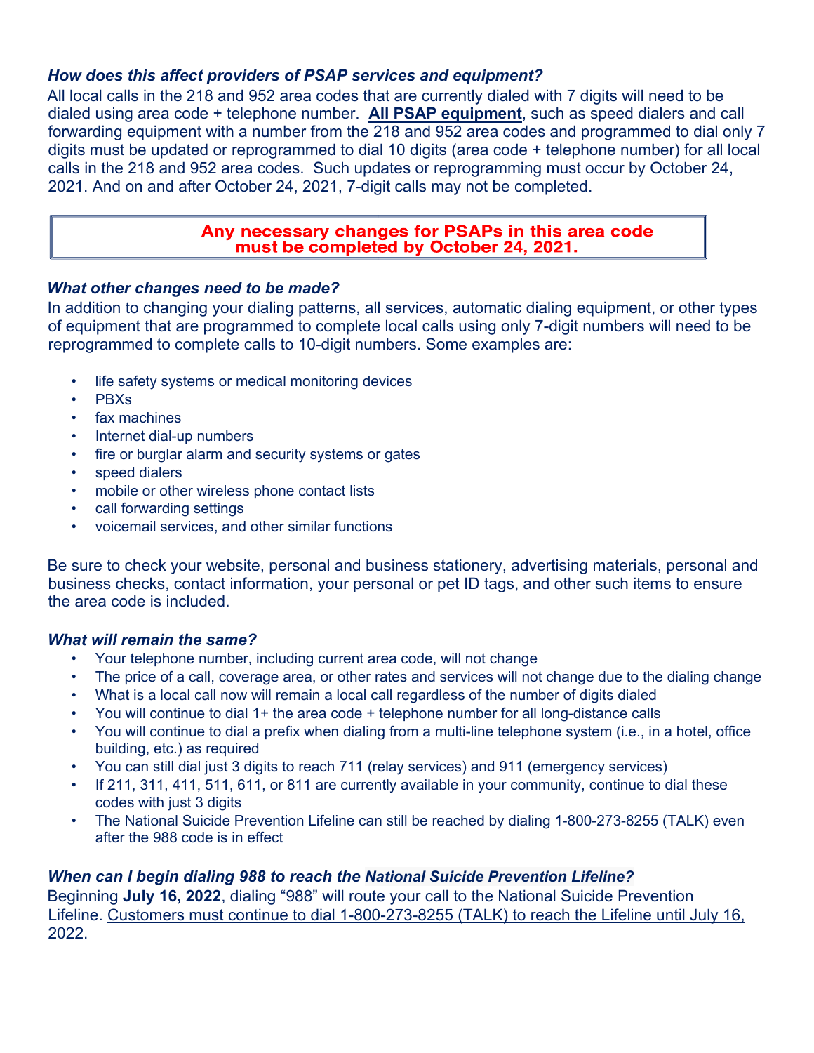### *How does this affect providers of PSAP services and equipment?*

All local calls in the 218 and 952 area codes that are currently dialed with 7 digits will need to be dialed using area code + telephone number. **All PSAP equipment**, such as speed dialers and call forwarding equipment with a number from the 218 and 952 area codes and programmed to dial only 7 digits must be updated or reprogrammed to dial 10 digits (area code + telephone number) for all local calls in the 218 and 952 area codes. Such updates or reprogramming must occur by October 24, 2021. And on and after October 24, 2021, 7-digit calls may not be completed.

**Any necessary changes for PSAPs in this area code must be completed by October 24, 2021.**

### *What other changes need to be made?*

In addition to changing your dialing patterns, all services, automatic dialing equipment, or other types of equipment that are programmed to complete local calls using only 7-digit numbers will need to be reprogrammed to complete calls to 10-digit numbers. Some examples are:

- life safety systems or medical monitoring devices
- PBXs
- fax machines
- Internet dial-up numbers
- fire or burglar alarm and security systems or gates
- speed dialers
- mobile or other wireless phone contact lists
- call forwarding settings
- voicemail services, and other similar functions

Be sure to check your website, personal and business stationery, advertising materials, personal and business checks, contact information, your personal or pet ID tags, and other such items to ensure the area code is included.

### *What will remain the same?*

- Your telephone number, including current area code, will not change
- The price of a call, coverage area, or other rates and services will not change due to the dialing change
- What is a local call now will remain a local call regardless of the number of digits dialed
- You will continue to dial 1+ the area code + telephone number for all long-distance calls
- You will continue to dial a prefix when dialing from a multi-line telephone system (i.e., in a hotel, office building, etc.) as required
- You can still dial just 3 digits to reach 711 (relay services) and 911 (emergency services)
- If 211, 311, 411, 511, 611, or 811 are currently available in your community, continue to dial these codes with just 3 digits
- The National Suicide Prevention Lifeline can still be reached by dialing 1-800-273-8255 (TALK) even after the 988 code is in effect

### *When can I begin dialing 988 to reach the National Suicide Prevention Lifeline?*

Beginning **July 16, 2022**, dialing "988" will route your call to the National Suicide Prevention Lifeline. Customers must continue to dial 1-800-273-8255 (TALK) to reach the Lifeline until July 16, 2022.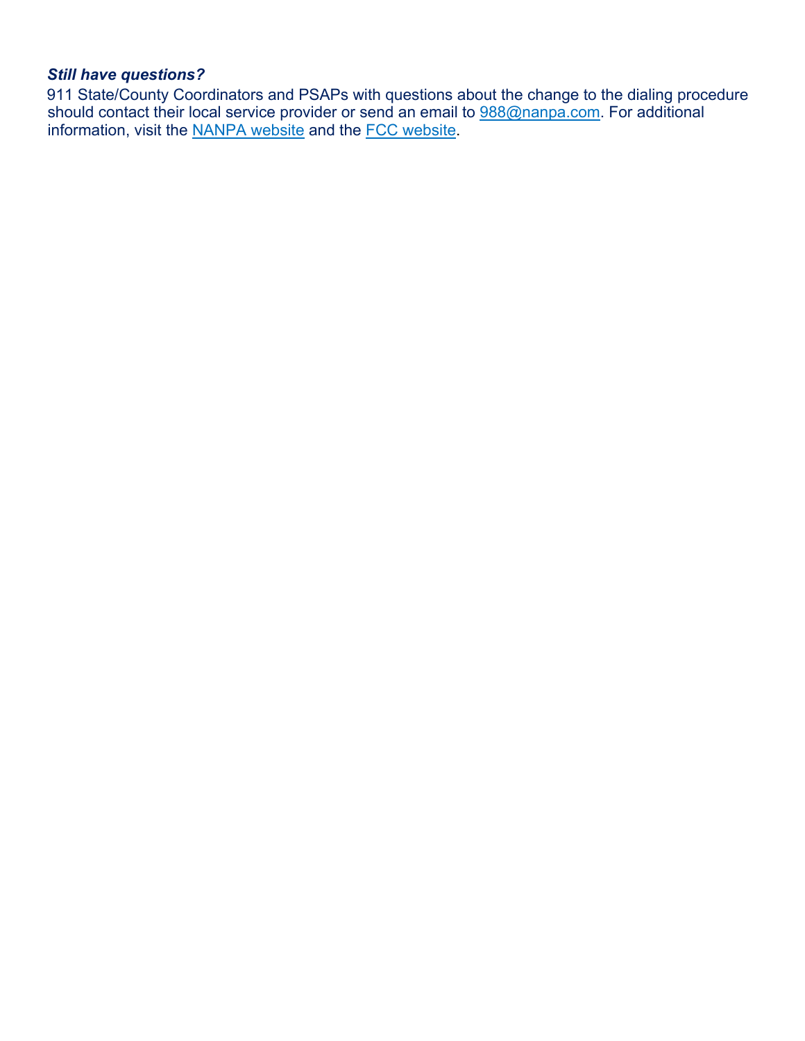***Still have questions?***

911 State/County Coordinators and PSAPs with questions about the change to the dialing procedure should contact their local service provider or send an email to 988@nanpa.com. For additional information, visit the NANPA website and the FCC website.